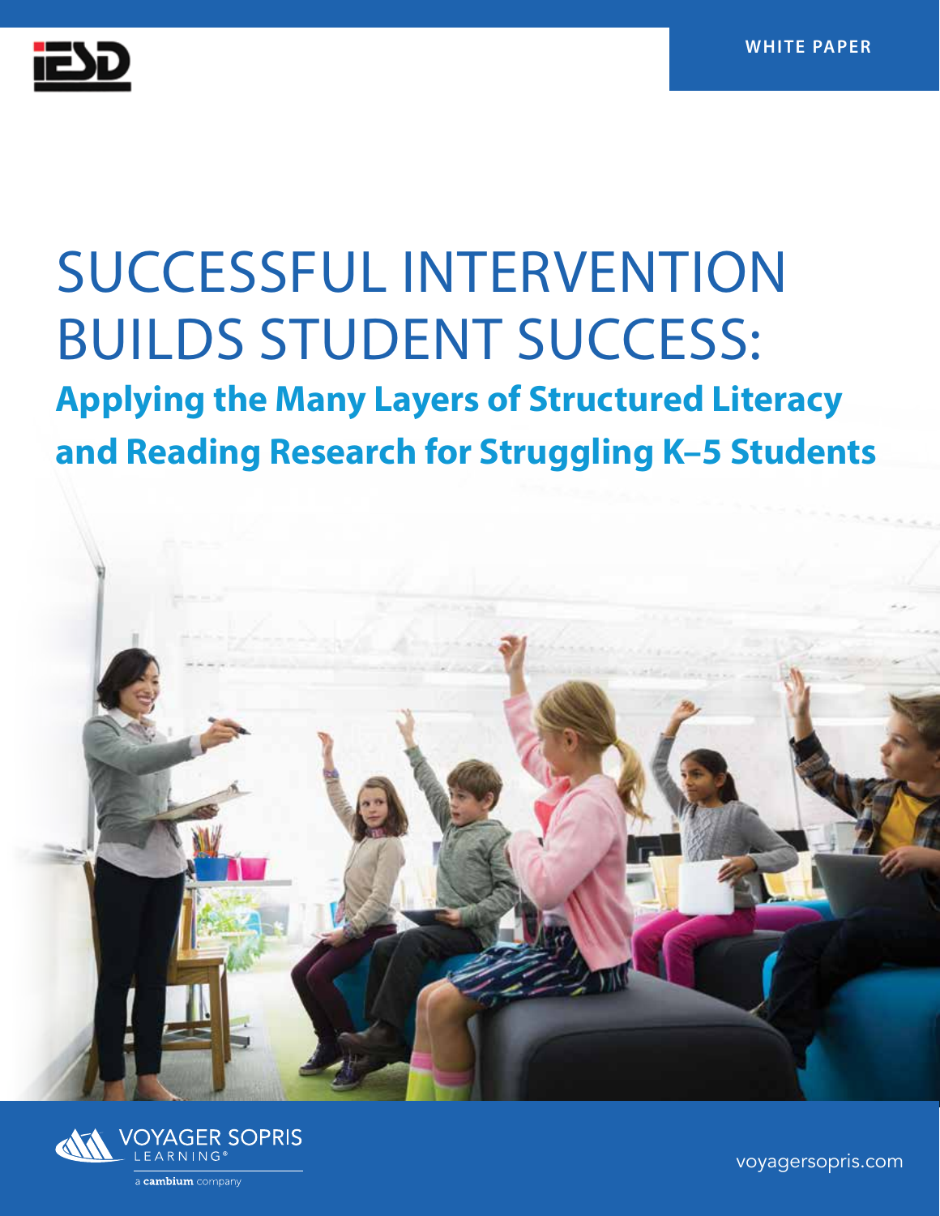WHITE PAPER

# SUCCESSFUL INTERVENTION BUILDS STUDENT SUCCESS:

## Applying the Many Layers of Structured Literacy and Reading Research for Struggling K–5 Students

VOYAGER SOPRIS LEARNING®

a cambium company

voyagersopris.com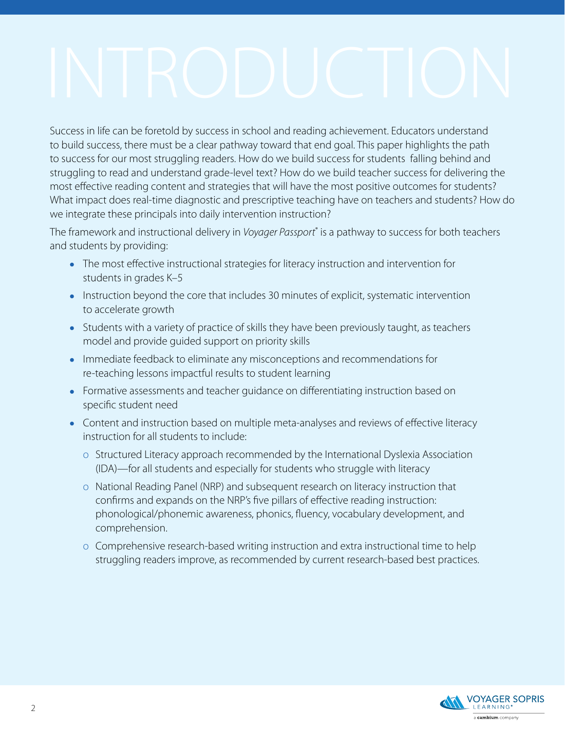# INTRODUCTION

Success in life can be foretold by success in school and reading achievement. Educators understand to build success, there must be a clear pathway toward that end goal. The paper highlights the path to success for our most struggling readers. How do we build success for students falling behind and struggling to read and understand grade-level text? How do we build teacher success for delivering the most effective reading content and strategies that will have the most positive outcomes for students? What impact does real-time diagnostic and prescriptive teaching have on teachers and students? How do we integrate these principals into daily intervention instruction?

The framework and instructional delivery in *Voyager Passport*® is a pathway to success for both teachers and students by providing:

- The most effective instructional strategies for literacy instruction and intervention for students in grades K–5
- Instruction beyond the core that includes 30 minutes of explicit, systematic intervention to accelerate growth
- Students with a variety of practice of skills they have been previously taught, as teachers model and provide guided support on priority skills
- Immediate feedback to eliminate any misconceptions and recommendations for re-teaching lessons impactful results to student learning
- Formative assessments and teacher guidance on differentiating instruction based on specific student need
- Content and instruction based on multiple meta-analyses and reviews of effective literacy instruction for all students to include:
    - Structured Literacy approach recommended by the International Dyslexia Association (IDA)—for all students and especially for students who struggle with literacy
    - National Reading Panel (NRP) and subsequent research on literacy instruction that confirms and expands on the NRP's five pillars of effective reading instruction: phonological/phonemic awareness, phonics, fluency, vocabulary development, and comprehension.
    - Comprehensive research-based writing instruction and extra instructional time to help struggling readers improve, as recommended by current research-based best practices.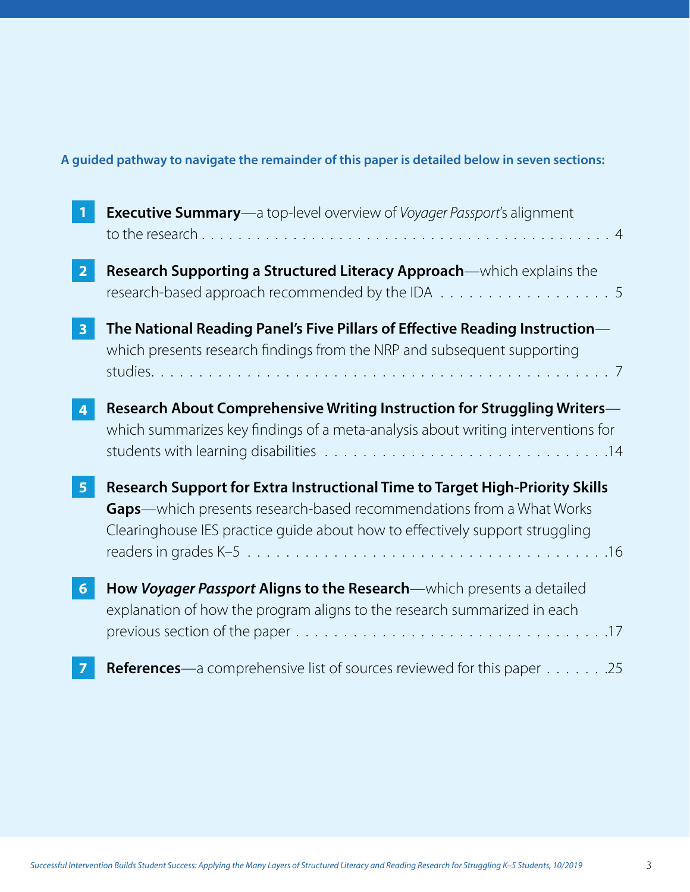**A guided pathway to navigate the remainder of this paper is detailed below in seven sections:**

1. **Executive Summary**—a top-level overview of *Voyager Passport*'s alignment to the research . . . . . . . . . . . . . . . . . . . . . . . . . . . . . . . . . . . . . . . . . . . . . . 4

2. **Research Supporting a Structured Literacy Approach**—which explains the research-based approach recommended by the IDA . . . . . . . . . . . . . . . . . . . 5

3. **The National Reading Panel's Five Pillars of Effective Reading Instruction**—which presents research findings from the NRP and subsequent supporting studies. . . . . . . . . . . . . . . . . . . . . . . . . . . . . . . . . . . . . . . . . . . . . 7

4. **Research About Comprehensive Writing Instruction for Struggling Writers**—which summarizes key findings of a meta-analysis about writing interventions for students with learning disabilities . . . . . . . . . . . . . . . . . . . . . . . . . . . . .14

5. **Research Support for Extra Instructional Time to Target High-Priority Skills Gaps**—which presents research-based recommendations from a What Works Clearinghouse IES practice guide about how to effectively support struggling readers in grades K–5 . . . . . . . . . . . . . . . . . . . . . . . . . . . . . . . . . . . . . . .16

6. **How *Voyager Passport* Aligns to the Research**—which presents a detailed explanation of how the program aligns to the research summarized in each previous section of the paper . . . . . . . . . . . . . . . . . . . . . . . . . . . . . . . . .17

7. **References**—a comprehensive list of sources reviewed for this paper . . . . . . .25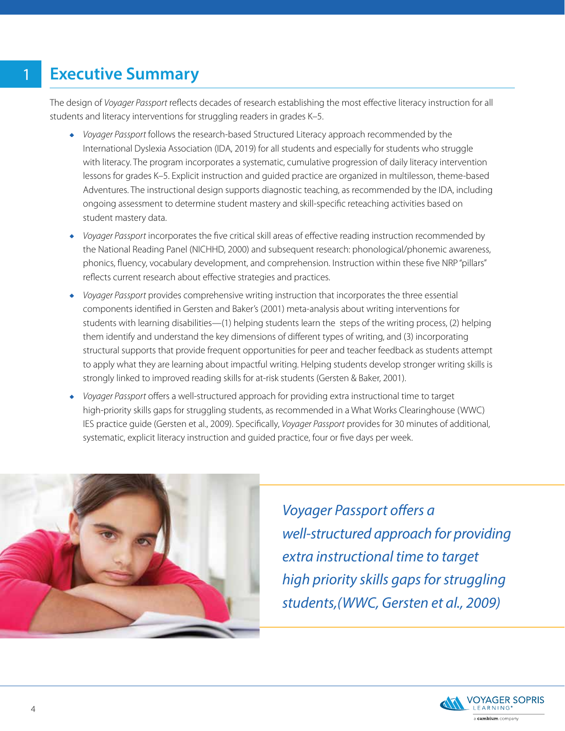# 1 Executive Summary

The design of *Voyager Passport* reflects decades of research establishing the most effective literacy instruction for all students and literacy interventions for struggling readers in grades K–5.

- *Voyager Passport* follows the research-based Structured Literacy approach recommended by the International Dyslexia Association (IDA, 2019) for all students and especially for students who struggle with literacy. The program incorporates a systematic, cumulative progression of daily literacy intervention lessons for grades K–5. Explicit instruction and guided practice are organized in multilesson, theme-based Adventures. The instructional design supports diagnostic teaching, as recommended by the IDA, including ongoing assessment to determine student mastery and skill-specific reteaching activities based on student mastery data.
- *Voyager Passport* incorporates the five critical skill areas of effective reading instruction recommended by the National Reading Panel (NICHHD, 2000) and subsequent research: phonological/phonemic awareness, phonics, fluency, vocabulary development, and comprehension. Instruction within these five NRP "pillars" reflects current research about effective strategies and practices.
- *Voyager Passport* provides comprehensive writing instruction that incorporates the three essential components identified in Gersten and Baker's (2001) meta-analysis about writing interventions for students with learning disabilities—(1) helping students learn the steps of the writing process, (2) helping them identify and understand the key dimensions of different types of writing, and (3) incorporating structural supports that provide frequent opportunities for peer and teacher feedback as students attempt to apply what they are learning about impactful writing. Helping students develop stronger writing skills is strongly linked to improved reading skills for at-risk students (Gersten & Baker, 2001).
- *Voyager Passport* offers a well-structured approach for providing extra instructional time to target high-priority skills gaps for struggling students, as recommended in a What Works Clearinghouse (WWC) IES practice guide (Gersten et al., 2009). Specifically, *Voyager Passport* provides for 30 minutes of additional, systematic, explicit literacy instruction and guided practice, four or five days per week.

*Voyager Passport offers a well-structured approach for providing extra instructional time to target high priority skills gaps for struggling students,(WWC, Gersten et al., 2009)*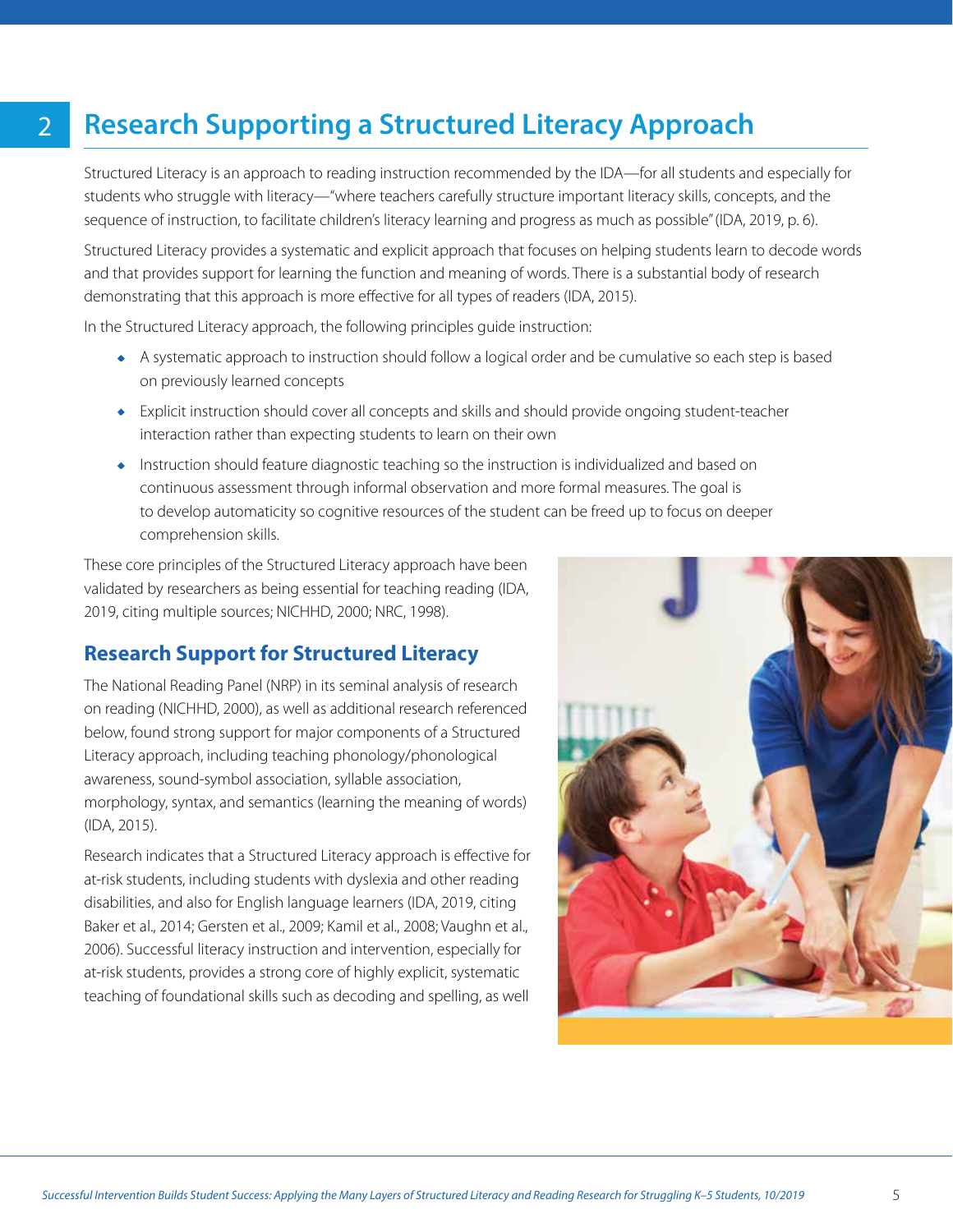## 2 Research Supporting a Structured Literacy Approach

Structured Literacy is an approach to reading instruction recommended by the IDA—for all students and especially for students who struggle with literacy—"where teachers carefully structure important literacy skills, concepts, and the sequence of instruction, to facilitate children's literacy learning and progress as much as possible" (IDA, 2019, p. 6).

Structured Literacy provides a systematic and explicit approach that focuses on helping students learn to decode words and that provides support for learning the function and meaning of words. There is a substantial body of research demonstrating that this approach is more effective for all types of readers (IDA, 2015).

In the Structured Literacy approach, the following principles guide instruction:

- A systematic approach to instruction should follow a logical order and be cumulative so each step is based on previously learned concepts
- Explicit instruction should cover all concepts and skills and should provide ongoing student-teacher interaction rather than expecting students to learn on their own
- Instruction should feature diagnostic teaching so the instruction is individualized and based on continuous assessment through informal observation and more formal measures. The goal is to develop automaticity so cognitive resources of the student can be freed up to focus on deeper comprehension skills.

These core principles of the Structured Literacy approach have been validated by researchers as being essential for teaching reading (IDA, 2019, citing multiple sources; NICHHD, 2000; NRC, 1998).

### Research Support for Structured Literacy

The National Reading Panel (NRP) in its seminal analysis of research on reading (NICHHD, 2000), as well as additional research referenced below, found strong support for major components of a Structured Literacy approach, including teaching phonology/phonological awareness, sound-symbol association, syllable association, morphology, syntax, and semantics (learning the meaning of words) (IDA, 2015).

Research indicates that a Structured Literacy approach is effective for at-risk students, including students with dyslexia and other reading disabilities, and also for English language learners (IDA, 2019, citing Baker et al., 2014; Gersten et al., 2009; Kamil et al., 2008; Vaughn et al., 2006). Successful literacy instruction and intervention, especially for at-risk students, provides a strong core of highly explicit, systematic teaching of foundational skills such as decoding and spelling, as well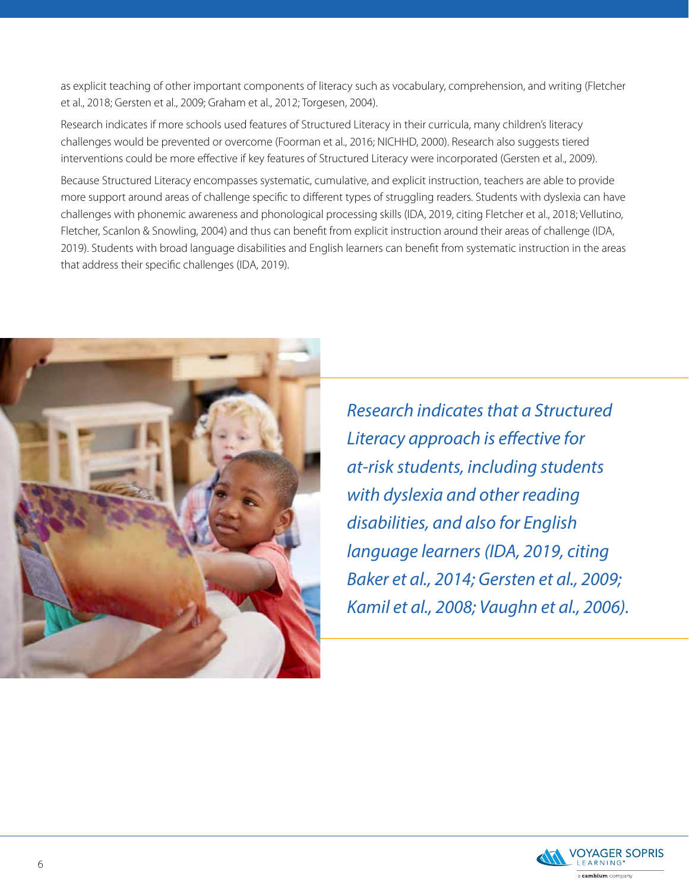as explicit teaching of other important components of literacy such as vocabulary, comprehension, and writing (Fletcher et al., 2018; Gersten et al., 2009; Graham et al., 2012; Torgesen, 2004).

Research indicates if more schools used features of Structured Literacy in their curricula, many children's literacy challenges would be prevented or overcome (Foorman et al., 2016; NICHHD, 2000). Research also suggests tiered interventions could be more effective if key features of Structured Literacy were incorporated (Gersten et al., 2009).

Because Structured Literacy encompasses systematic, cumulative, and explicit instruction, teachers are able to provide more support around areas of challenge specific to different types of struggling readers. Students with dyslexia can have challenges with phonemic awareness and phonological processing skills (IDA, 2019, citing Fletcher et al., 2018; Vellutino, Fletcher, Scanlon & Snowling, 2004) and thus can benefit from explicit instruction around their areas of challenge (IDA, 2019). Students with broad language disabilities and English learners can benefit from systematic instruction in the areas that address their specific challenges (IDA, 2019).

*Research indicates that a Structured Literacy approach is effective for at-risk students, including students with dyslexia and other reading disabilities, and also for English language learners (IDA, 2019, citing Baker et al., 2014; Gersten et al., 2009; Kamil et al., 2008; Vaughn et al., 2006).*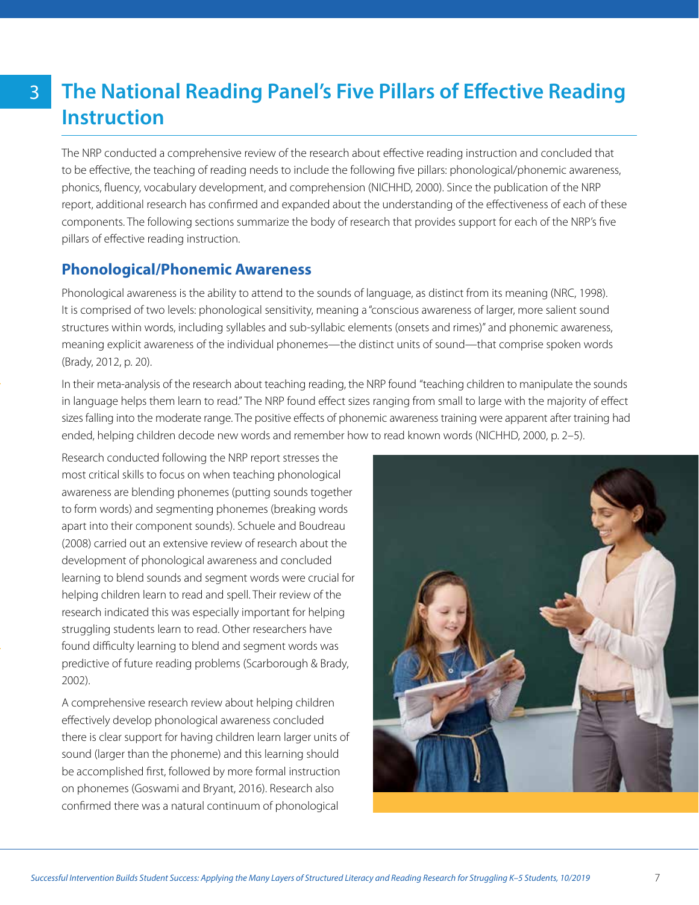# 3 The National Reading Panel's Five Pillars of Effective Reading Instruction

The NRP conducted a comprehensive review of the research about effective reading instruction and concluded that to be effective, the teaching of reading needs to include the following five pillars: phonological/phonemic awareness, phonics, fluency, vocabulary development, and comprehension (NICHHD, 2000). Since the publication of the NRP report, additional research has confirmed and expanded about the understanding of the effectiveness of each of these components. The following sections summarize the body of research that provides support for each of the NRP's five pillars of effective reading instruction.

## Phonological/Phonemic Awareness

Phonological awareness is the ability to attend to the sounds of language, as distinct from its meaning (NRC, 1998). It is comprised of two levels: phonological sensitivity, meaning a "conscious awareness of larger, more salient sound structures within words, including syllables and sub-syllabic elements (onsets and rimes)" and phonemic awareness, meaning explicit awareness of the individual phonemes—the distinct units of sound—that comprise spoken words (Brady, 2012, p. 20).

In their meta-analysis of the research about teaching reading, the NRP found "teaching children to manipulate the sounds in language helps them learn to read." The NRP found effect sizes ranging from small to large with the majority of effect sizes falling into the moderate range. The positive effects of phonemic awareness training were apparent after training had ended, helping children decode new words and remember how to read known words (NICHHD, 2000, p. 2–5).

Research conducted following the NRP report stresses the most critical skills to focus on when teaching phonological awareness are blending phonemes (putting sounds together to form words) and segmenting phonemes (breaking words apart into their component sounds). Schuele and Boudreau (2008) carried out an extensive review of research about the development of phonological awareness and concluded learning to blend sounds and segment words were crucial for helping children learn to read and spell. Their review of the research indicated this was especially important for helping struggling students learn to read. Other researchers have found difficulty learning to blend and segment words was predictive of future reading problems (Scarborough & Brady, 2002).

A comprehensive research review about helping children effectively develop phonological awareness concluded there is clear support for having children learn larger units of sound (larger than the phoneme) and this learning should be accomplished first, followed by more formal instruction on phonemes (Goswami and Bryant, 2016). Research also confirmed there was a natural continuum of phonological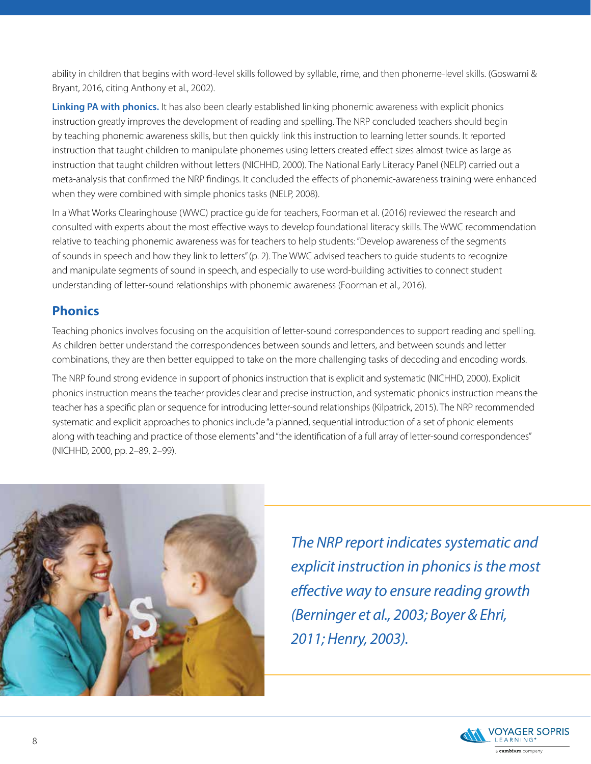ability in children that begins with word-level skills followed by syllable, rime, and then phoneme-level skills. (Goswami & Bryant, 2016, citing Anthony et al., 2002).

**Linking PA with phonics.** It has also been clearly established linking phonemic awareness with explicit phonics instruction greatly improves the development of reading and spelling. The NRP concluded teachers should begin by teaching phonemic awareness skills, but then quickly link this instruction to learning letter sounds. It reported instruction that taught children to manipulate phonemes using letters created effect sizes almost twice as large as instruction that taught children without letters (NICHHD, 2000). The National Early Literacy Panel (NELP) carried out a meta-analysis that confirmed the NRP findings. It concluded the effects of phonemic-awareness training were enhanced when they were combined with simple phonics tasks (NELP, 2008).

In a What Works Clearinghouse (WWC) practice guide for teachers, Foorman et al. (2016) reviewed the research and consulted with experts about the most effective ways to develop foundational literacy skills. The WWC recommendation relative to teaching phonemic awareness was for teachers to help students: "Develop awareness of the segments of sounds in speech and how they link to letters" (p. 2). The WWC advised teachers to guide students to recognize and manipulate segments of sound in speech, and especially to use word-building activities to connect student understanding of letter-sound relationships with phonemic awareness (Foorman et al., 2016).

## Phonics

Teaching phonics involves focusing on the acquisition of letter-sound correspondences to support reading and spelling. As children better understand the correspondences between sounds and letters, and between sounds and letter combinations, they are then better equipped to take on the more challenging tasks of decoding and encoding words.

The NRP found strong evidence in support of phonics instruction that is explicit and systematic (NICHHD, 2000). Explicit phonics instruction means the teacher provides clear and precise instruction, and systematic phonics instruction means the teacher has a specific plan or sequence for introducing letter-sound relationships (Kilpatrick, 2015). The NRP recommended systematic and explicit approaches to phonics include "a planned, sequential introduction of a set of phonic elements along with teaching and practice of those elements" and "the identification of a full array of letter-sound correspondences" (NICHHD, 2000, pp. 2–89, 2–99).

*The NRP report indicates systematic and explicit instruction in phonics is the most effective way to ensure reading growth (Berninger et al., 2003; Boyer & Ehri, 2011; Henry, 2003).*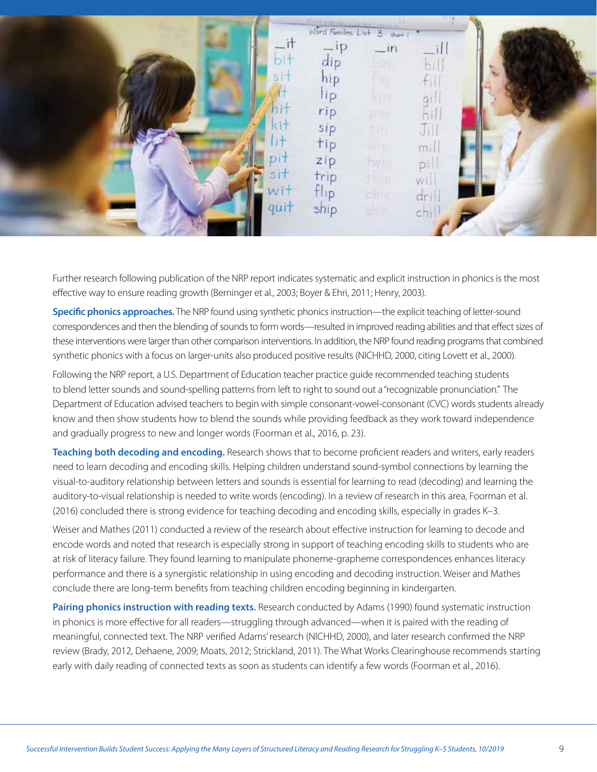Further research following publication of the NRP report indicates systematic and explicit instruction in phonics is the most effective way to ensure reading growth (Berninger et al., 2003; Boyer & Ehri, 2011; Henry, 2003).

**Specific phonics approaches.** The NRP found using synthetic phonics instruction—the explicit teaching of letter-sound correspondences and then the blending of sounds to form words—resulted in improved reading abilities and that effect sizes of these interventions were larger than other comparison interventions. In addition, the NRP found reading programs that combined synthetic phonics with a focus on larger-units also produced positive results (NICHHD, 2000, citing Lovett et al., 2000).

Following the NRP report, a U.S. Department of Education teacher practice guide recommended teaching students to blend letter sounds and sound-spelling patterns from left to right to sound out a "recognizable pronunciation." The Department of Education advised teachers to begin with simple consonant-vowel-consonant (CVC) words students already know and then show students how to blend the sounds while providing feedback as they work toward independence and gradually progress to new and longer words (Foorman et al., 2016, p. 23).

**Teaching both decoding and encoding.** Research shows that to become proficient readers and writers, early readers need to learn decoding and encoding skills. Helping children understand sound-symbol connections by learning the visual-to-auditory relationship between letters and sounds is essential for learning to read (decoding) and learning the auditory-to-visual relationship is needed to write words (encoding). In a review of research in this area, Foorman et al. (2016) concluded there is strong evidence for teaching decoding and encoding skills, especially in grades K–3.

Weiser and Mathes (2011) conducted a review of the research about effective instruction for learning to decode and encode words and noted that research is especially strong in support of teaching encoding skills to students who are at risk of literacy failure. They found learning to manipulate phoneme-grapheme correspondences enhances literacy performance and there is a synergistic relationship in using encoding and decoding instruction. Weiser and Mathes conclude there are long-term benefits from teaching children encoding beginning in kindergarten.

**Pairing phonics instruction with reading texts.** Research conducted by Adams (1990) found systematic instruction in phonics is more effective for all readers—struggling through advanced—when it is paired with the reading of meaningful, connected text. The NRP verified Adams' research (NICHHD, 2000), and later research confirmed the NRP review (Brady, 2012, Dehaene, 2009; Moats, 2012; Strickland, 2011). The What Works Clearinghouse recommends starting early with daily reading of connected texts as soon as students can identify a few words (Foorman et al., 2016).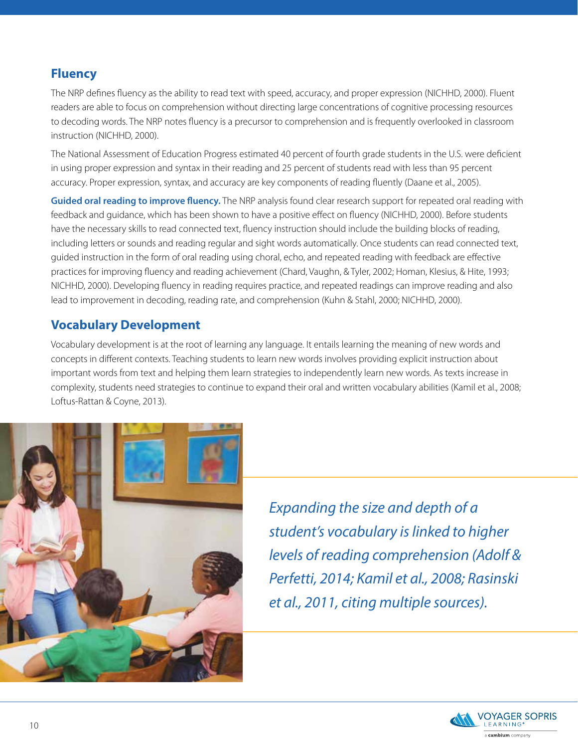## Fluency

The NRP defines fluency as the ability to read text with speed, accuracy, and proper expression (NICHHD, 2000). Fluent readers are able to focus on comprehension without directing large concentrations of cognitive processing resources to decoding words. The NRP notes fluency is a precursor to comprehension and is frequently overlooked in classroom instruction (NICHHD, 2000).

The National Assessment of Education Progress estimated 40 percent of fourth grade students in the U.S. were deficient in using proper expression and syntax in their reading and 25 percent of students read with less than 95 percent accuracy. Proper expression, syntax, and accuracy are key components of reading fluently (Daane et al., 2005).

**Guided oral reading to improve fluency.** The NRP analysis found clear research support for repeated oral reading with feedback and guidance, which has been shown to have a positive effect on fluency (NICHHD, 2000). Before students have the necessary skills to read connected text, fluency instruction should include the building blocks of reading, including letters or sounds and reading regular and sight words automatically. Once students can read connected text, guided instruction in the form of oral reading using choral, echo, and repeated reading with feedback are effective practices for improving fluency and reading achievement (Chard, Vaughn, & Tyler, 2002; Homan, Klesius, & Hite, 1993; NICHHD, 2000). Developing fluency in reading requires practice, and repeated readings can improve reading and also lead to improvement in decoding, reading rate, and comprehension (Kuhn & Stahl, 2000; NICHHD, 2000).

## Vocabulary Development

Vocabulary development is at the root of learning any language. It entails learning the meaning of new words and concepts in different contexts. Teaching students to learn new words involves providing explicit instruction about important words from text and helping them learn strategies to independently learn new words. As texts increase in complexity, students need strategies to continue to expand their oral and written vocabulary abilities (Kamil et al., 2008; Loftus-Rattan & Coyne, 2013).

*Expanding the size and depth of a student's vocabulary is linked to higher levels of reading comprehension (Adolf & Perfetti, 2014; Kamil et al., 2008; Rasinski et al., 2011, citing multiple sources).*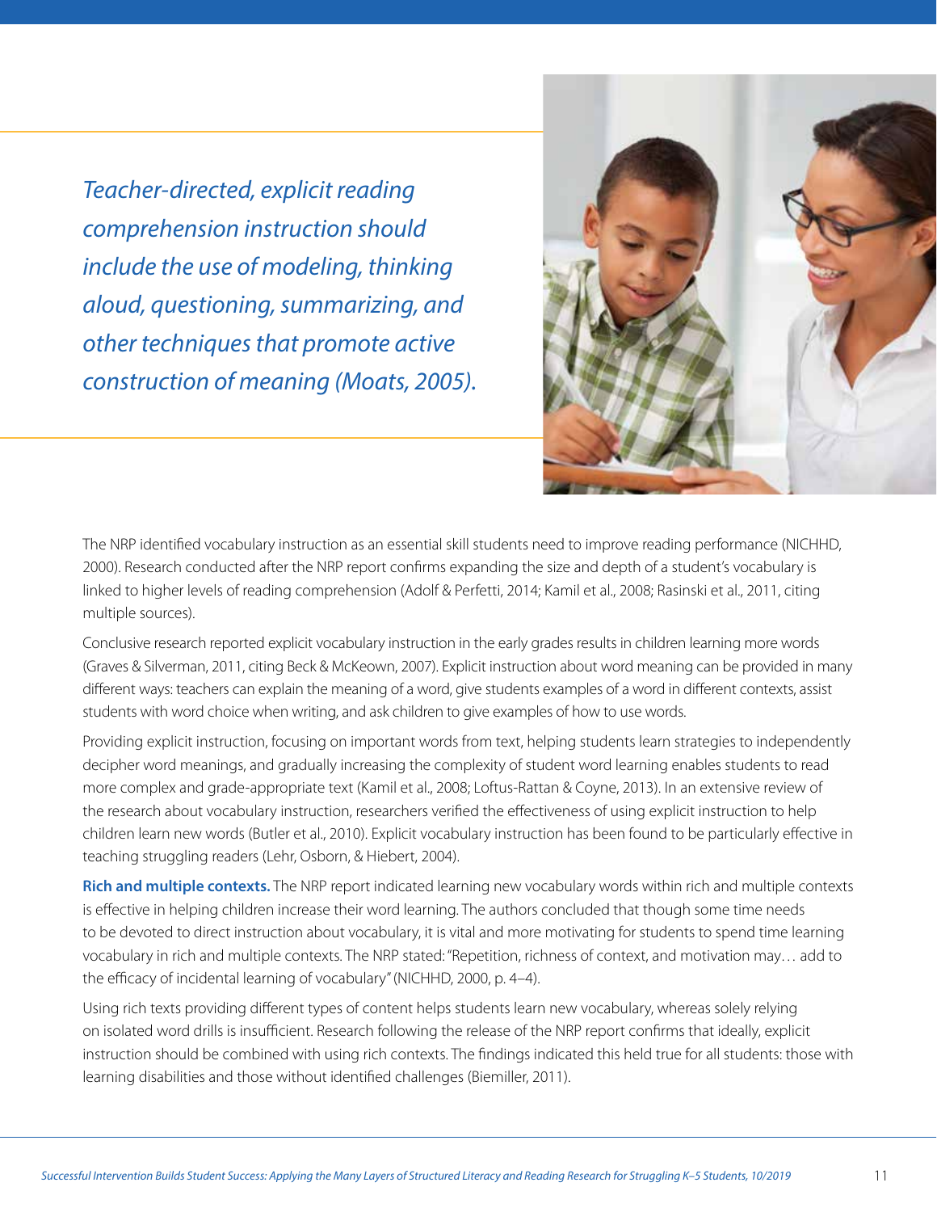*Teacher-directed, explicit reading comprehension instruction should include the use of modeling, thinking aloud, questioning, summarizing, and other techniques that promote active construction of meaning (Moats, 2005).*

The NRP identified vocabulary instruction as an essential skill students need to improve reading performance (NICHHD, 2000). Research conducted after the NRP report confirms expanding the size and depth of a student's vocabulary is linked to higher levels of reading comprehension (Adolf & Perfetti, 2014; Kamil et al., 2008; Rasinski et al., 2011, citing multiple sources).

Conclusive research reported explicit vocabulary instruction in the early grades results in children learning more words (Graves & Silverman, 2011, citing Beck & McKeown, 2007). Explicit instruction about word meaning can be provided in many different ways: teachers can explain the meaning of a word, give students examples of a word in different contexts, assist students with word choice when writing, and ask children to give examples of how to use words.

Providing explicit instruction, focusing on important words from text, helping students learn strategies to independently decipher word meanings, and gradually increasing the complexity of student word learning enables students to read more complex and grade-appropriate text (Kamil et al., 2008; Loftus-Rattan & Coyne, 2013). In an extensive review of the research about vocabulary instruction, researchers verified the effectiveness of using explicit instruction to help children learn new words (Butler et al., 2010). Explicit vocabulary instruction has been found to be particularly effective in teaching struggling readers (Lehr, Osborn, & Hiebert, 2004).

**Rich and multiple contexts.** The NRP report indicated learning new vocabulary words within rich and multiple contexts is effective in helping children increase their word learning. The authors concluded that though some time needs to be devoted to direct instruction about vocabulary, it is vital and more motivating for students to spend time learning vocabulary in rich and multiple contexts. The NRP stated: "Repetition, richness of context, and motivation may… add to the efficacy of incidental learning of vocabulary" (NICHHD, 2000, p. 4–4).

Using rich texts providing different types of content helps students learn new vocabulary, whereas solely relying on isolated word drills is insufficient. Research following the release of the NRP report confirms that ideally, explicit instruction should be combined with using rich contexts. The findings indicated this held true for all students: those with learning disabilities and those without identified challenges (Biemiller, 2011).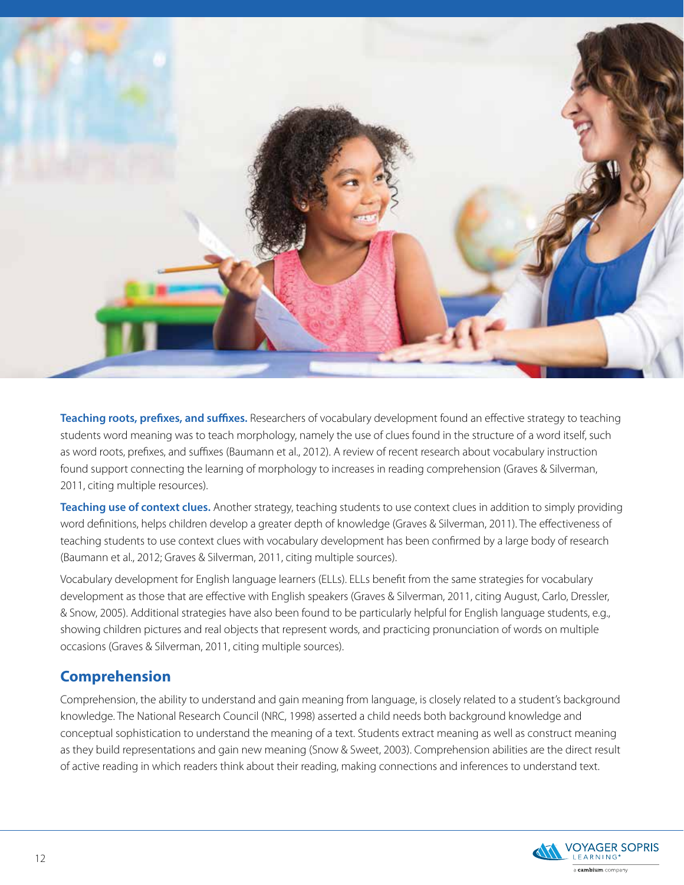**Teaching roots, prefixes, and suffixes.** Researchers of vocabulary development found an effective strategy to teaching students word meaning was to teach morphology, namely the use of clues found in the structure of a word itself, such as word roots, prefixes, and suffixes (Baumann et al., 2012). A review of recent research about vocabulary instruction found support connecting the learning of morphology to increases in reading comprehension (Graves & Silverman, 2011, citing multiple resources).

**Teaching use of context clues.** Another strategy, teaching students to use context clues in addition to simply providing word definitions, helps children develop a greater depth of knowledge (Graves & Silverman, 2011). The effectiveness of teaching students to use context clues with vocabulary development has been confirmed by a large body of research (Baumann et al., 2012; Graves & Silverman, 2011, citing multiple sources).

Vocabulary development for English language learners (ELLs). ELLs benefit from the same strategies for vocabulary development as those that are effective with English speakers (Graves & Silverman, 2011, citing August, Carlo, Dressler, & Snow, 2005). Additional strategies have also been found to be particularly helpful for English language students, e.g., showing children pictures and real objects that represent words, and practicing pronunciation of words on multiple occasions (Graves & Silverman, 2011, citing multiple sources).

## Comprehension

Comprehension, the ability to understand and gain meaning from language, is closely related to a student's background knowledge. The National Research Council (NRC, 1998) asserted a child needs both background knowledge and conceptual sophistication to understand the meaning of a text. Students extract meaning as well as construct meaning as they build representations and gain new meaning (Snow & Sweet, 2003). Comprehension abilities are the direct result of active reading in which readers think about their reading, making connections and inferences to understand text.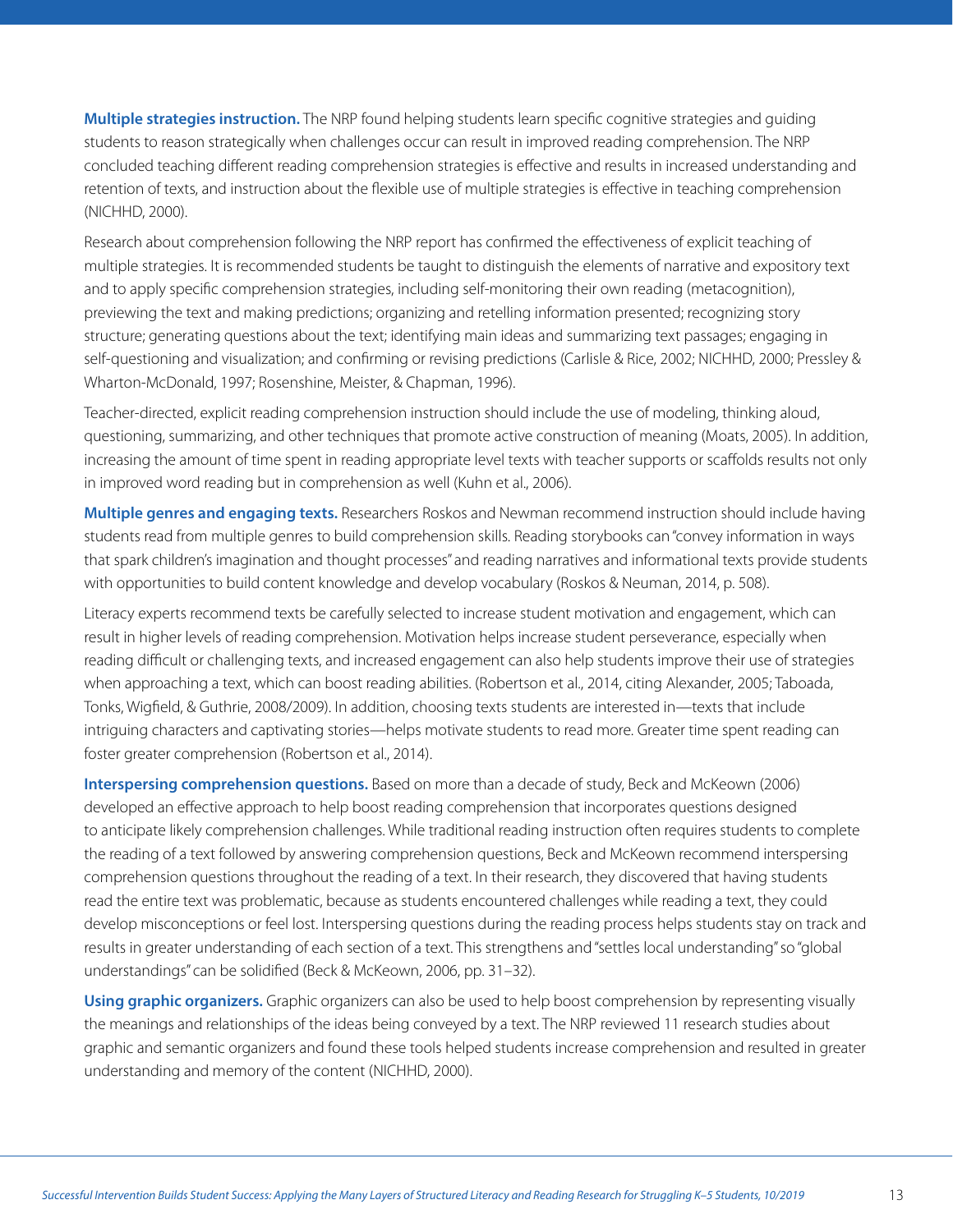**Multiple strategies instruction.** The NRP found helping students learn specific cognitive strategies and guiding students to reason strategically when challenges occur can result in improved reading comprehension. The NRP concluded teaching different reading comprehension strategies is effective and results in increased understanding and retention of texts, and instruction about the flexible use of multiple strategies is effective in teaching comprehension (NICHHD, 2000).

Research about comprehension following the NRP report has confirmed the effectiveness of explicit teaching of multiple strategies. It is recommended students be taught to distinguish the elements of narrative and expository text and to apply specific comprehension strategies, including self-monitoring their own reading (metacognition), previewing the text and making predictions; organizing and retelling information presented; recognizing story structure; generating questions about the text; identifying main ideas and summarizing text passages; engaging in self-questioning and visualization; and confirming or revising predictions (Carlisle & Rice, 2002; NICHHD, 2000; Pressley & Wharton-McDonald, 1997; Rosenshine, Meister, & Chapman, 1996).

Teacher-directed, explicit reading comprehension instruction should include the use of modeling, thinking aloud, questioning, summarizing, and other techniques that promote active construction of meaning (Moats, 2005). In addition, increasing the amount of time spent in reading appropriate level texts with teacher supports or scaffolds results not only in improved word reading but in comprehension as well (Kuhn et al., 2006).

**Multiple genres and engaging texts.** Researchers Roskos and Newman recommend instruction should include having students read from multiple genres to build comprehension skills. Reading storybooks can "convey information in ways that spark children's imagination and thought processes" and reading narratives and informational texts provide students with opportunities to build content knowledge and develop vocabulary (Roskos & Neuman, 2014, p. 508).

Literacy experts recommend texts be carefully selected to increase student motivation and engagement, which can result in higher levels of reading comprehension. Motivation helps increase student perseverance, especially when reading difficult or challenging texts, and increased engagement can also help students improve their use of strategies when approaching a text, which can boost reading abilities. (Robertson et al., 2014, citing Alexander, 2005; Taboada, Tonks, Wigfield, & Guthrie, 2008/2009). In addition, choosing texts students are interested in—texts that include intriguing characters and captivating stories—helps motivate students to read more. Greater time spent reading can foster greater comprehension (Robertson et al., 2014).

**Interspersing comprehension questions.** Based on more than a decade of study, Beck and McKeown (2006) developed an effective approach to help boost reading comprehension that incorporates questions designed to anticipate likely comprehension challenges. While traditional reading instruction often requires students to complete the reading of a text followed by answering comprehension questions, Beck and McKeown recommend interspersing comprehension questions throughout the reading of a text. In their research, they discovered that having students read the entire text was problematic, because as students encountered challenges while reading a text, they could develop misconceptions or feel lost. Interspersing questions during the reading process helps students stay on track and results in greater understanding of each section of a text. This strengthens and "settles local understanding" so "global understandings" can be solidified (Beck & McKeown, 2006, pp. 31–32).

**Using graphic organizers.** Graphic organizers can also be used to help boost comprehension by representing visually the meanings and relationships of the ideas being conveyed by a text. The NRP reviewed 11 research studies about graphic and semantic organizers and found these tools helped students increase comprehension and resulted in greater understanding and memory of the content (NICHHD, 2000).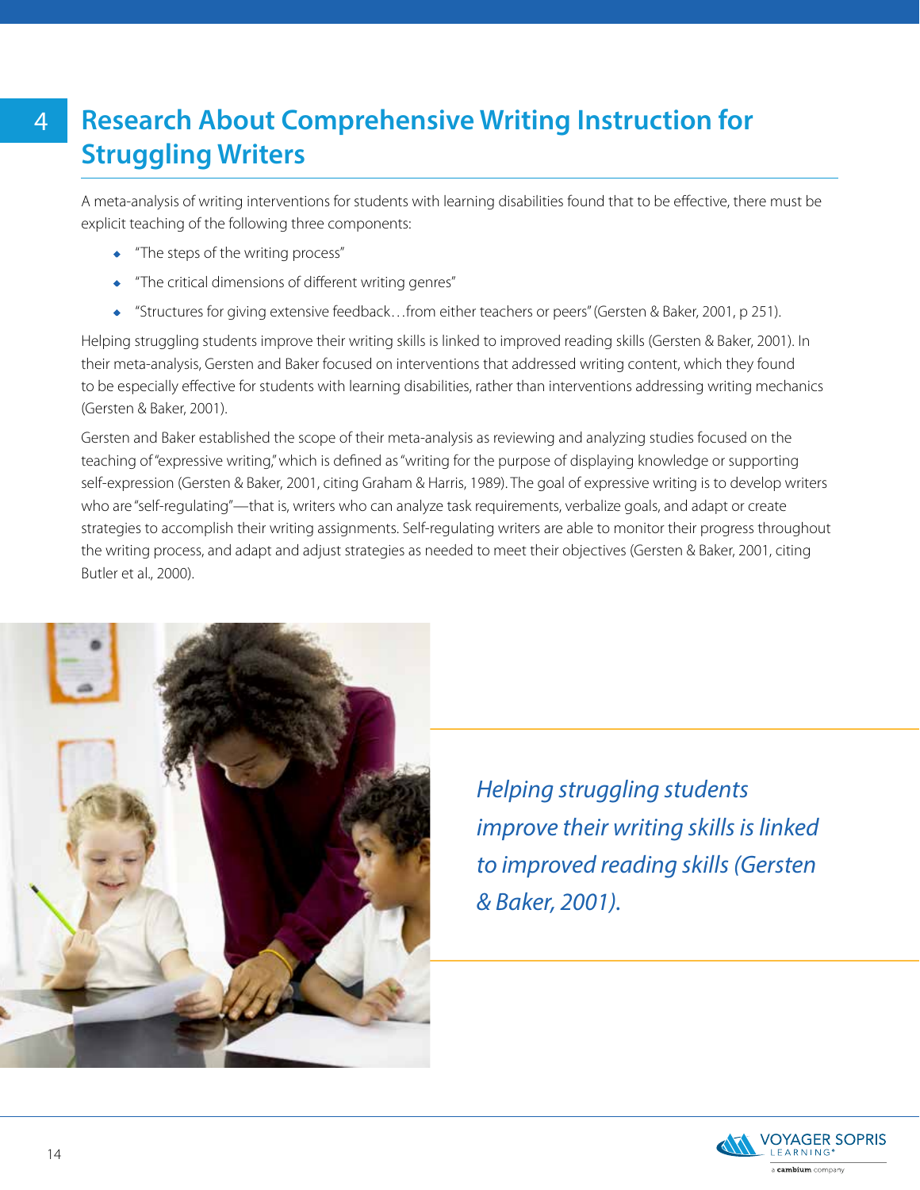## 4 Research About Comprehensive Writing Instruction for Struggling Writers

A meta-analysis of writing interventions for students with learning disabilities found that to be effective, there must be explicit teaching of the following three components:

- "The steps of the writing process"
- "The critical dimensions of different writing genres"
- "Structures for giving extensive feedback…from either teachers or peers" (Gersten & Baker, 2001, p 251).

Helping struggling students improve their writing skills is linked to improved reading skills (Gersten & Baker, 2001). In their meta-analysis, Gersten and Baker focused on interventions that addressed writing content, which they found to be especially effective for students with learning disabilities, rather than interventions addressing writing mechanics (Gersten & Baker, 2001).

Gersten and Baker established the scope of their meta-analysis as reviewing and analyzing studies focused on the teaching of "expressive writing," which is defined as "writing for the purpose of displaying knowledge or supporting self-expression (Gersten & Baker, 2001, citing Graham & Harris, 1989). The goal of expressive writing is to develop writers who are "self-regulating"—that is, writers who can analyze task requirements, verbalize goals, and adapt or create strategies to accomplish their writing assignments. Self-regulating writers are able to monitor their progress throughout the writing process, and adapt and adjust strategies as needed to meet their objectives (Gersten & Baker, 2001, citing Butler et al., 2000).

*Helping struggling students improve their writing skills is linked to improved reading skills (Gersten & Baker, 2001).*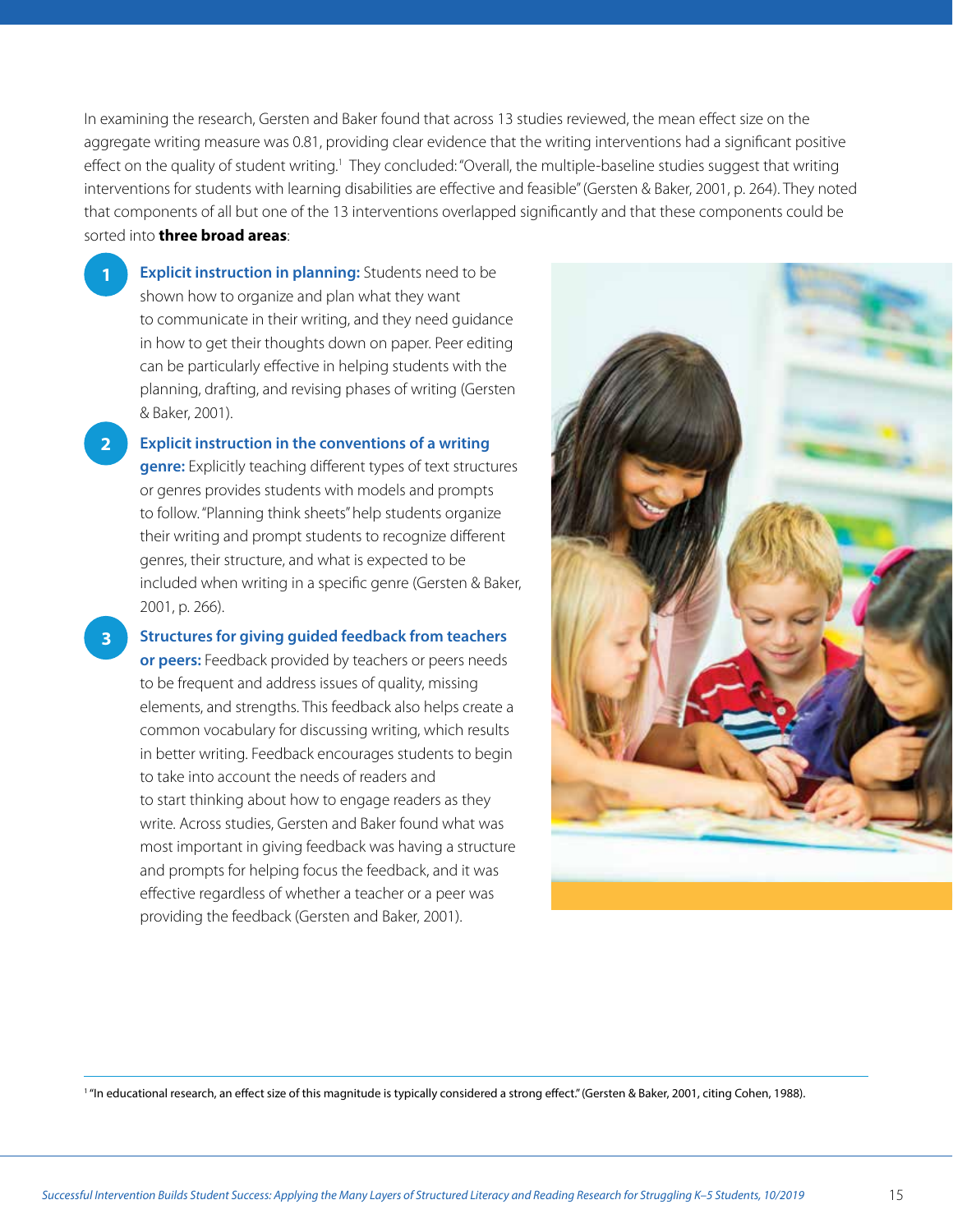In examining the research, Gersten and Baker found that across 13 studies reviewed, the mean effect size on the aggregate writing measure was 0.81, providing clear evidence that the writing interventions had a significant positive effect on the quality of student writing.[1] They concluded: "Overall, the multiple-baseline studies suggest that writing interventions for students with learning disabilities are effective and feasible" (Gersten & Baker, 2001, p. 264). They noted that components of all but one of the 13 interventions overlapped significantly and that these components could be sorted into **three broad areas**:

1. **Explicit instruction in planning:** Students need to be shown how to organize and plan what they want to communicate in their writing, and they need guidance in how to get their thoughts down on paper. Peer editing can be particularly effective in helping students with the planning, drafting, and revising phases of writing (Gersten & Baker, 2001).

2. **Explicit instruction in the conventions of a writing genre:** Explicitly teaching different types of text structures or genres provides students with models and prompts to follow. "Planning think sheets" help students organize their writing and prompt students to recognize different genres, their structure, and what is expected to be included when writing in a specific genre (Gersten & Baker, 2001, p. 266).

3. **Structures for giving guided feedback from teachers or peers:** Feedback provided by teachers or peers needs to be frequent and address issues of quality, missing elements, and strengths. This feedback also helps create a common vocabulary for discussing writing, which results in better writing. Feedback encourages students to begin to take into account the needs of readers and to start thinking about how to engage readers as they write. Across studies, Gersten and Baker found what was most important in giving feedback was having a structure and prompts for helping focus the feedback, and it was effective regardless of whether a teacher or a peer was providing the feedback (Gersten and Baker, 2001).

---

[1] "In educational research, an effect size of this magnitude is typically considered a strong effect." (Gersten & Baker, 2001, citing Cohen, 1988).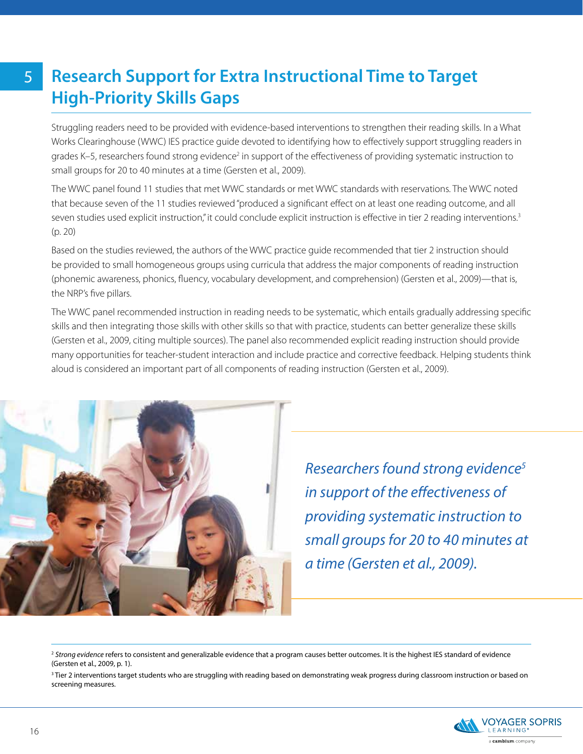# 5 Research Support for Extra Instructional Time to Target High-Priority Skills Gaps

Struggling readers need to be provided with evidence-based interventions to strengthen their reading skills. In a What Works Clearinghouse (WWC) IES practice guide devoted to identifying how to effectively support struggling readers in grades K–5, researchers found strong evidence[2] in support of the effectiveness of providing systematic instruction to small groups for 20 to 40 minutes at a time (Gersten et al., 2009).

The WWC panel found 11 studies that met WWC standards or met WWC standards with reservations. The WWC noted that because seven of the 11 studies reviewed "produced a significant effect on at least one reading outcome, and all seven studies used explicit instruction," it could conclude explicit instruction is effective in tier 2 reading interventions.[3] (p. 20)

Based on the studies reviewed, the authors of the WWC practice guide recommended that tier 2 instruction should be provided to small homogeneous groups using curricula that address the major components of reading instruction (phonemic awareness, phonics, fluency, vocabulary development, and comprehension) (Gersten et al., 2009)—that is, the NRP's five pillars.

The WWC panel recommended instruction in reading needs to be systematic, which entails gradually addressing specific skills and then integrating those skills with other skills so that with practice, students can better generalize these skills (Gersten et al., 2009, citing multiple sources). The panel also recommended explicit reading instruction should provide many opportunities for teacher-student interaction and include practice and corrective feedback. Helping students think aloud is considered an important part of all components of reading instruction (Gersten et al., 2009).

*Researchers found strong evidence[5] in support of the effectiveness of providing systematic instruction to small groups for 20 to 40 minutes at a time (Gersten et al., 2009).*

---

[2] *Strong evidence* refers to consistent and generalizable evidence that a program causes better outcomes. It is the highest IES standard of evidence (Gersten et al., 2009, p. 1).

[3] Tier 2 interventions target students who are struggling with reading based on demonstrating weak progress during classroom instruction or based on screening measures.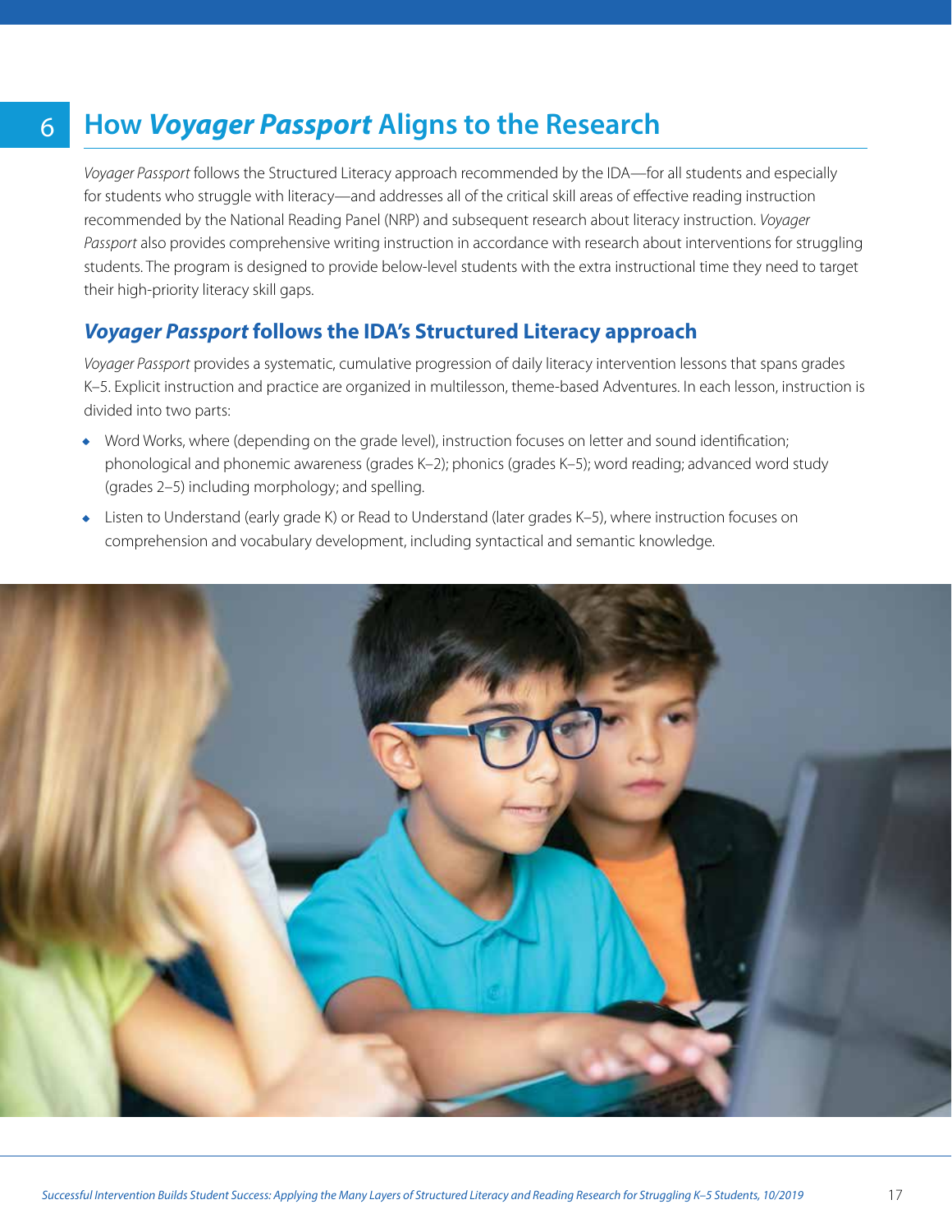# 6 How *Voyager Passport* Aligns to the Research

*Voyager Passport* follows the Structured Literacy approach recommended by the IDA—for all students and especially for students who struggle with literacy—and addresses all of the critical skill areas of effective reading instruction recommended by the National Reading Panel (NRP) and subsequent research about literacy instruction. *Voyager Passport* also provides comprehensive writing instruction in accordance with research about interventions for struggling students. The program is designed to provide below-level students with the extra instructional time they need to target their high-priority literacy skill gaps.

## *Voyager Passport* follows the IDA's Structured Literacy approach

*Voyager Passport* provides a systematic, cumulative progression of daily literacy intervention lessons that spans grades K–5. Explicit instruction and practice are organized in multilesson, theme-based Adventures. In each lesson, instruction is divided into two parts:

- Word Works, where (depending on the grade level), instruction focuses on letter and sound identification; phonological and phonemic awareness (grades K–2); phonics (grades K–5); word reading; advanced word study (grades 2–5) including morphology; and spelling.
- Listen to Understand (early grade K) or Read to Understand (later grades K–5), where instruction focuses on comprehension and vocabulary development, including syntactical and semantic knowledge.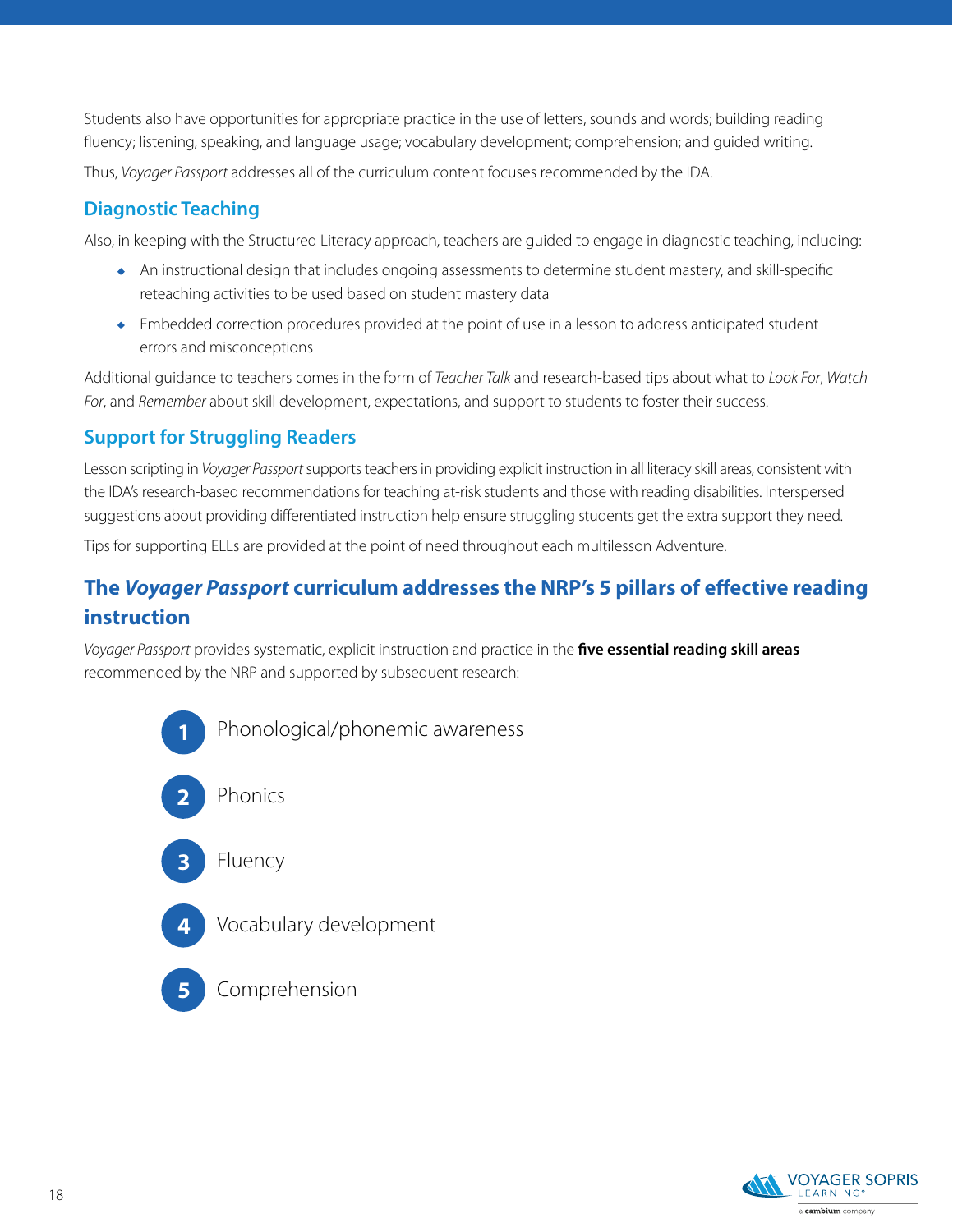Students also have opportunities for appropriate practice in the use of letters, sounds and words; building reading fluency; listening, speaking, and language usage; vocabulary development; comprehension; and guided writing.

Thus, *Voyager Passport* addresses all of the curriculum content focuses recommended by the IDA.

### Diagnostic Teaching

Also, in keeping with the Structured Literacy approach, teachers are guided to engage in diagnostic teaching, including:

- An instructional design that includes ongoing assessments to determine student mastery, and skill-specific reteaching activities to be used based on student mastery data
- Embedded correction procedures provided at the point of use in a lesson to address anticipated student errors and misconceptions

Additional guidance to teachers comes in the form of *Teacher Talk* and research-based tips about what to *Look For*, *Watch For*, and *Remember* about skill development, expectations, and support to students to foster their success.

### Support for Struggling Readers

Lesson scripting in *Voyager Passport* supports teachers in providing explicit instruction in all literacy skill areas, consistent with the IDA's research-based recommendations for teaching at-risk students and those with reading disabilities. Interspersed suggestions about providing differentiated instruction help ensure struggling students get the extra support they need.

Tips for supporting ELLs are provided at the point of need throughout each multilesson Adventure.

## The *Voyager Passport* curriculum addresses the NRP's 5 pillars of effective reading instruction

*Voyager Passport* provides systematic, explicit instruction and practice in the **five essential reading skill areas** recommended by the NRP and supported by subsequent research:

1. Phonological/phonemic awareness
2. Phonics
3. Fluency
4. Vocabulary development
5. Comprehension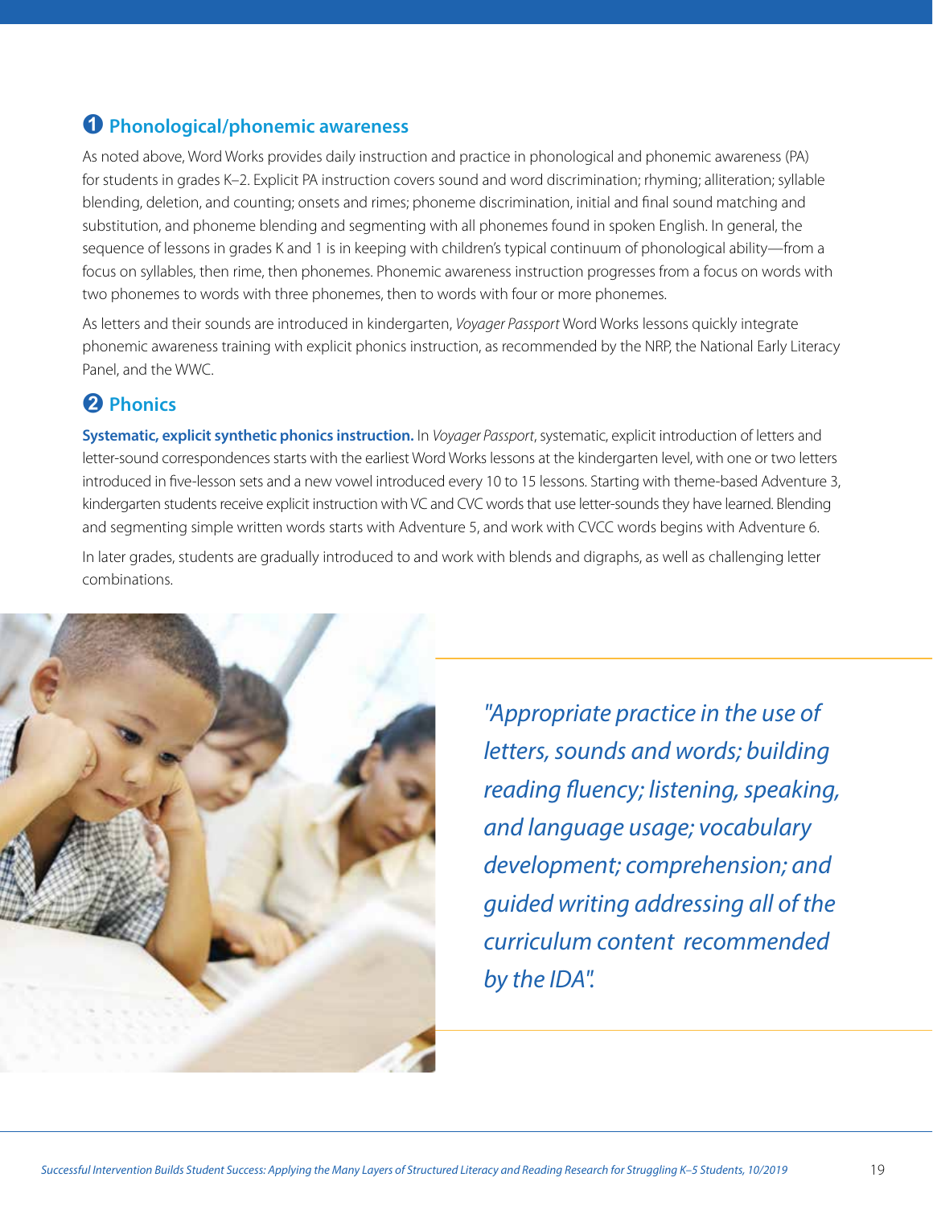## ❶ Phonological/phonemic awareness

As noted above, Word Works provides daily instruction and practice in phonological and phonemic awareness (PA) for students in grades K–2. Explicit PA instruction covers sound and word discrimination; rhyming; alliteration; syllable blending, deletion, and counting; onsets and rimes; phoneme discrimination, initial and final sound matching and substitution, and phoneme blending and segmenting with all phonemes found in spoken English. In general, the sequence of lessons in grades K and 1 is in keeping with children's typical continuum of phonological ability—from a focus on syllables, then rime, then phonemes. Phonemic awareness instruction progresses from a focus on words with two phonemes to words with three phonemes, then to words with four or more phonemes.

As letters and their sounds are introduced in kindergarten, *Voyager Passport* Word Works lessons quickly integrate phonemic awareness training with explicit phonics instruction, as recommended by the NRP, the National Early Literacy Panel, and the WWC.

## ❷ Phonics

**Systematic, explicit synthetic phonics instruction.** In *Voyager Passport*, systematic, explicit introduction of letters and letter-sound correspondences starts with the earliest Word Works lessons at the kindergarten level, with one or two letters introduced in five-lesson sets and a new vowel introduced every 10 to 15 lessons. Starting with theme-based Adventure 3, kindergarten students receive explicit instruction with VC and CVC words that use letter-sounds they have learned. Blending and segmenting simple written words starts with Adventure 5, and work with CVCC words begins with Adventure 6.

In later grades, students are gradually introduced to and work with blends and digraphs, as well as challenging letter combinations.

*"Appropriate practice in the use of letters, sounds and words; building reading fluency; listening, speaking, and language usage; vocabulary development; comprehension; and guided writing addressing all of the curriculum content recommended by the IDA".*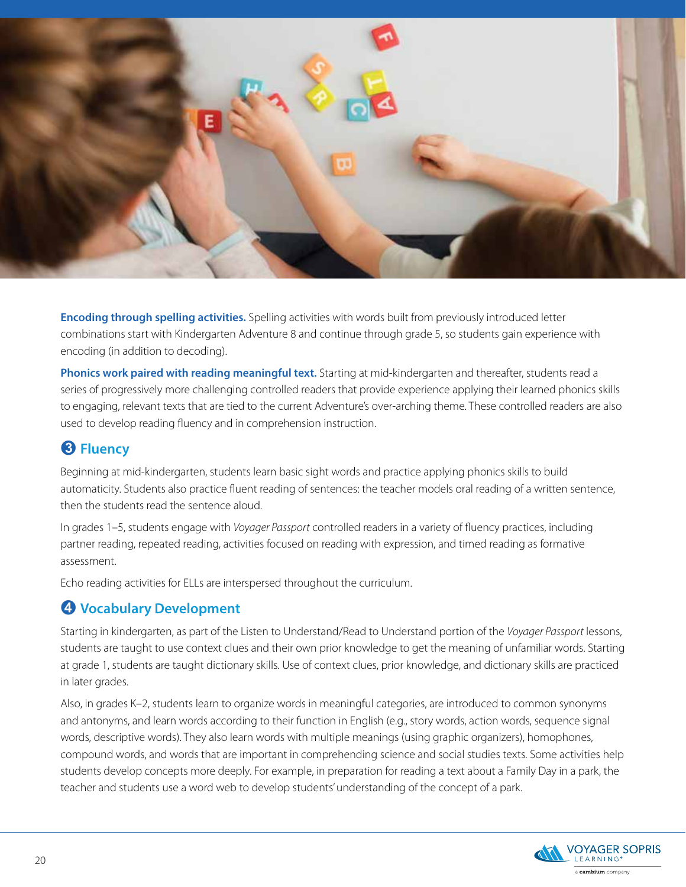**Encoding through spelling activities.** Spelling activities with words built from previously introduced letter combinations start with Kindergarten Adventure 8 and continue through grade 5, so students gain experience with encoding (in addition to decoding).

**Phonics work paired with reading meaningful text.** Starting at mid-kindergarten and thereafter, students read a series of progressively more challenging controlled readers that provide experience applying their learned phonics skills to engaging, relevant texts that are tied to the current Adventure's over-arching theme. These controlled readers are also used to develop reading fluency and in comprehension instruction.

## ❸ Fluency

Beginning at mid-kindergarten, students learn basic sight words and practice applying phonics skills to build automaticity. Students also practice fluent reading of sentences: the teacher models oral reading of a written sentence, then the students read the sentence aloud.

In grades 1–5, students engage with *Voyager Passport* controlled readers in a variety of fluency practices, including partner reading, repeated reading, activities focused on reading with expression, and timed reading as formative assessment.

Echo reading activities for ELLs are interspersed throughout the curriculum.

## ❹ Vocabulary Development

Starting in kindergarten, as part of the Listen to Understand/Read to Understand portion of the *Voyager Passport* lessons, students are taught to use context clues and their own prior knowledge to get the meaning of unfamiliar words. Starting at grade 1, students are taught dictionary skills. Use of context clues, prior knowledge, and dictionary skills are practiced in later grades.

Also, in grades K–2, students learn to organize words in meaningful categories, are introduced to common synonyms and antonyms, and learn words according to their function in English (e.g., story words, action words, sequence signal words, descriptive words). They also learn words with multiple meanings (using graphic organizers), homophones, compound words, and words that are important in comprehending science and social studies texts. Some activities help students develop concepts more deeply. For example, in preparation for reading a text about a Family Day in a park, the teacher and students use a word web to develop students' understanding of the concept of a park.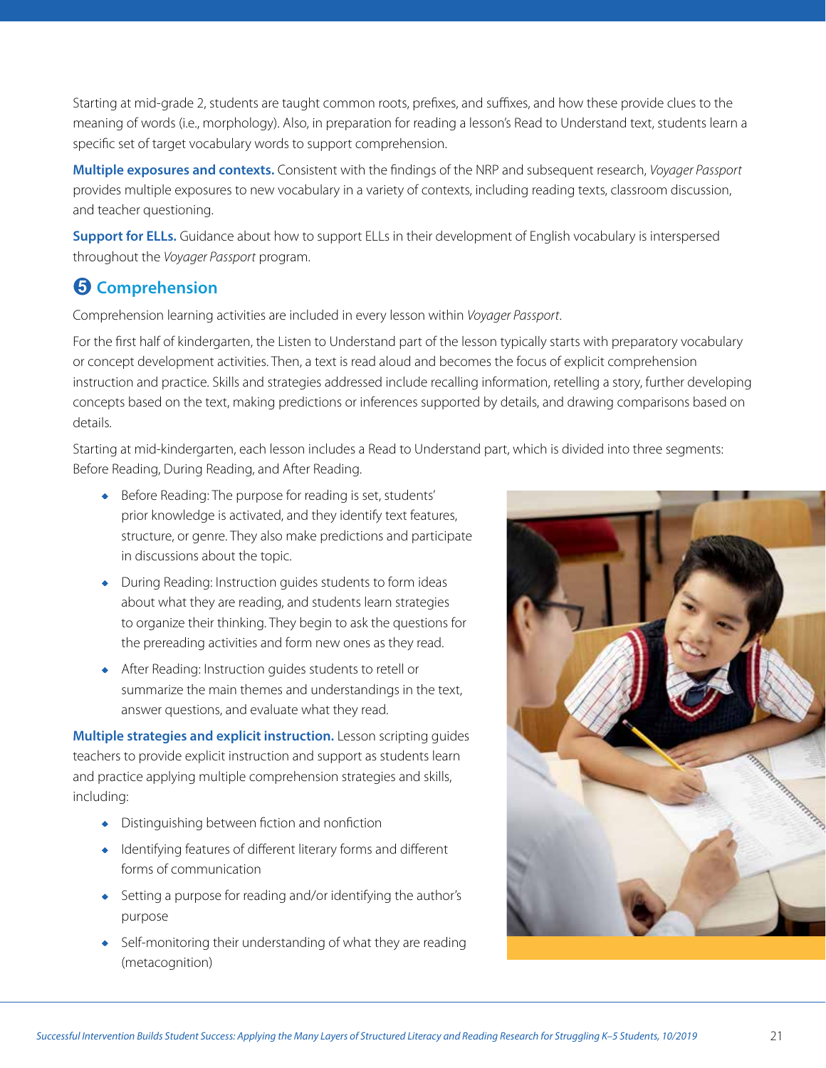Starting at mid-grade 2, students are taught common roots, prefixes, and suffixes, and how these provide clues to the meaning of words (i.e., morphology). Also, in preparation for reading a lesson's Read to Understand text, students learn a specific set of target vocabulary words to support comprehension.

**Multiple exposures and contexts.** Consistent with the findings of the NRP and subsequent research, *Voyager Passport* provides multiple exposures to new vocabulary in a variety of contexts, including reading texts, classroom discussion, and teacher questioning.

**Support for ELLs.** Guidance about how to support ELLs in their development of English vocabulary is interspersed throughout the *Voyager Passport* program.

## ❺ Comprehension

Comprehension learning activities are included in every lesson within *Voyager Passport*.

For the first half of kindergarten, the Listen to Understand part of the lesson typically starts with preparatory vocabulary or concept development activities. Then, a text is read aloud and becomes the focus of explicit comprehension instruction and practice. Skills and strategies addressed include recalling information, retelling a story, further developing concepts based on the text, making predictions or inferences supported by details, and drawing comparisons based on details.

Starting at mid-kindergarten, each lesson includes a Read to Understand part, which is divided into three segments: Before Reading, During Reading, and After Reading.

- Before Reading: The purpose for reading is set, students' prior knowledge is activated, and they identify text features, structure, or genre. They also make predictions and participate in discussions about the topic.
- During Reading: Instruction guides students to form ideas about what they are reading, and students learn strategies to organize their thinking. They begin to ask the questions for the prereading activities and form new ones as they read.
- After Reading: Instruction guides students to retell or summarize the main themes and understandings in the text, answer questions, and evaluate what they read.

**Multiple strategies and explicit instruction.** Lesson scripting guides teachers to provide explicit instruction and support as students learn and practice applying multiple comprehension strategies and skills, including:

- Distinguishing between fiction and nonfiction
- Identifying features of different literary forms and different forms of communication
- Setting a purpose for reading and/or identifying the author's purpose
- Self-monitoring their understanding of what they are reading (metacognition)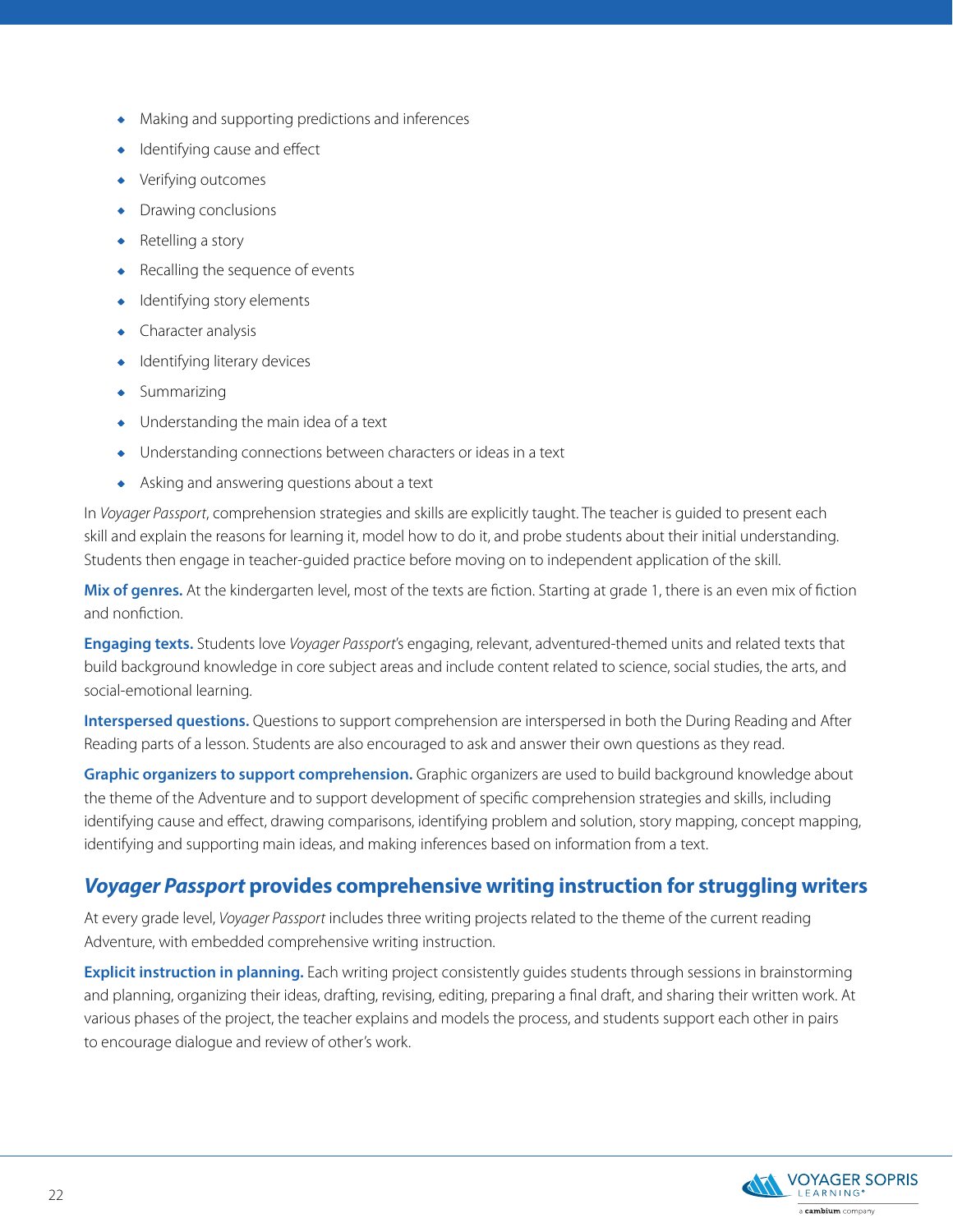- Making and supporting predictions and inferences
- Identifying cause and effect
- Verifying outcomes
- Drawing conclusions
- Retelling a story
- Recalling the sequence of events
- Identifying story elements
- Character analysis
- Identifying literary devices
- Summarizing
- Understanding the main idea of a text
- Understanding connections between characters or ideas in a text
- Asking and answering questions about a text

In *Voyager Passport*, comprehension strategies and skills are explicitly taught. The teacher is guided to present each skill and explain the reasons for learning it, model how to do it, and probe students about their initial understanding. Students then engage in teacher-guided practice before moving on to independent application of the skill.

**Mix of genres.** At the kindergarten level, most of the texts are fiction. Starting at grade 1, there is an even mix of fiction and nonfiction.

**Engaging texts.** Students love *Voyager Passport*'s engaging, relevant, adventured-themed units and related texts that build background knowledge in core subject areas and include content related to science, social studies, the arts, and social-emotional learning.

**Interspersed questions.** Questions to support comprehension are interspersed in both the During Reading and After Reading parts of a lesson. Students are also encouraged to ask and answer their own questions as they read.

**Graphic organizers to support comprehension.** Graphic organizers are used to build background knowledge about the theme of the Adventure and to support development of specific comprehension strategies and skills, including identifying cause and effect, drawing comparisons, identifying problem and solution, story mapping, concept mapping, identifying and supporting main ideas, and making inferences based on information from a text.

## *Voyager Passport* provides comprehensive writing instruction for struggling writers

At every grade level, *Voyager Passport* includes three writing projects related to the theme of the current reading Adventure, with embedded comprehensive writing instruction.

**Explicit instruction in planning.** Each writing project consistently guides students through sessions in brainstorming and planning, organizing their ideas, drafting, revising, editing, preparing a final draft, and sharing their written work. At various phases of the project, the teacher explains and models the process, and students support each other in pairs to encourage dialogue and review of other's work.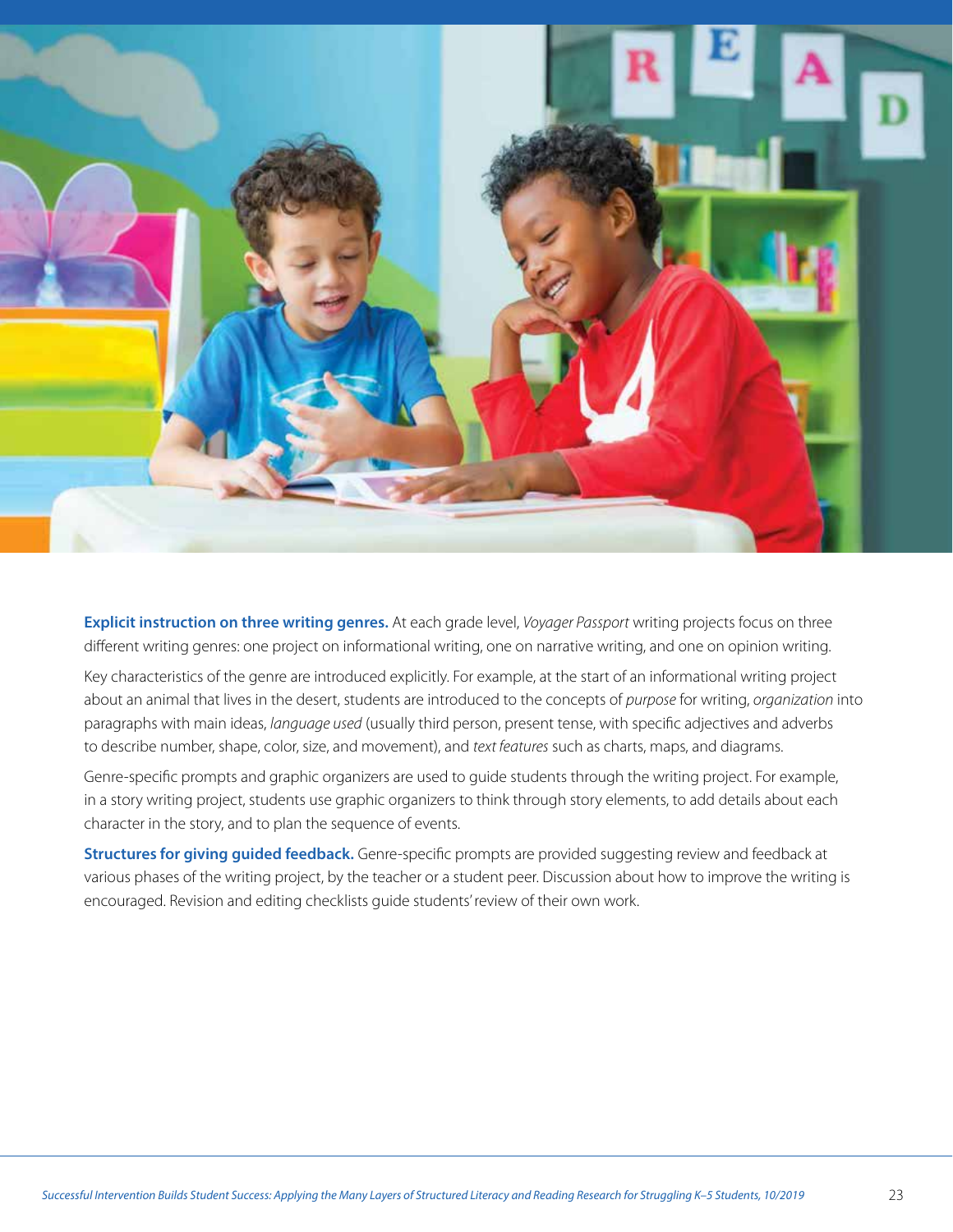**Explicit instruction on three writing genres.** At each grade level, *Voyager Passport* writing projects focus on three different writing genres: one project on informational writing, one on narrative writing, and one on opinion writing.

Key characteristics of the genre are introduced explicitly. For example, at the start of an informational writing project about an animal that lives in the desert, students are introduced to the concepts of *purpose* for writing, *organization* into paragraphs with main ideas, *language used* (usually third person, present tense, with specific adjectives and adverbs to describe number, shape, color, size, and movement), and *text features* such as charts, maps, and diagrams.

Genre-specific prompts and graphic organizers are used to guide students through the writing project. For example, in a story writing project, students use graphic organizers to think through story elements, to add details about each character in the story, and to plan the sequence of events.

**Structures for giving guided feedback.** Genre-specific prompts are provided suggesting review and feedback at various phases of the writing project, by the teacher or a student peer. Discussion about how to improve the writing is encouraged. Revision and editing checklists guide students' review of their own work.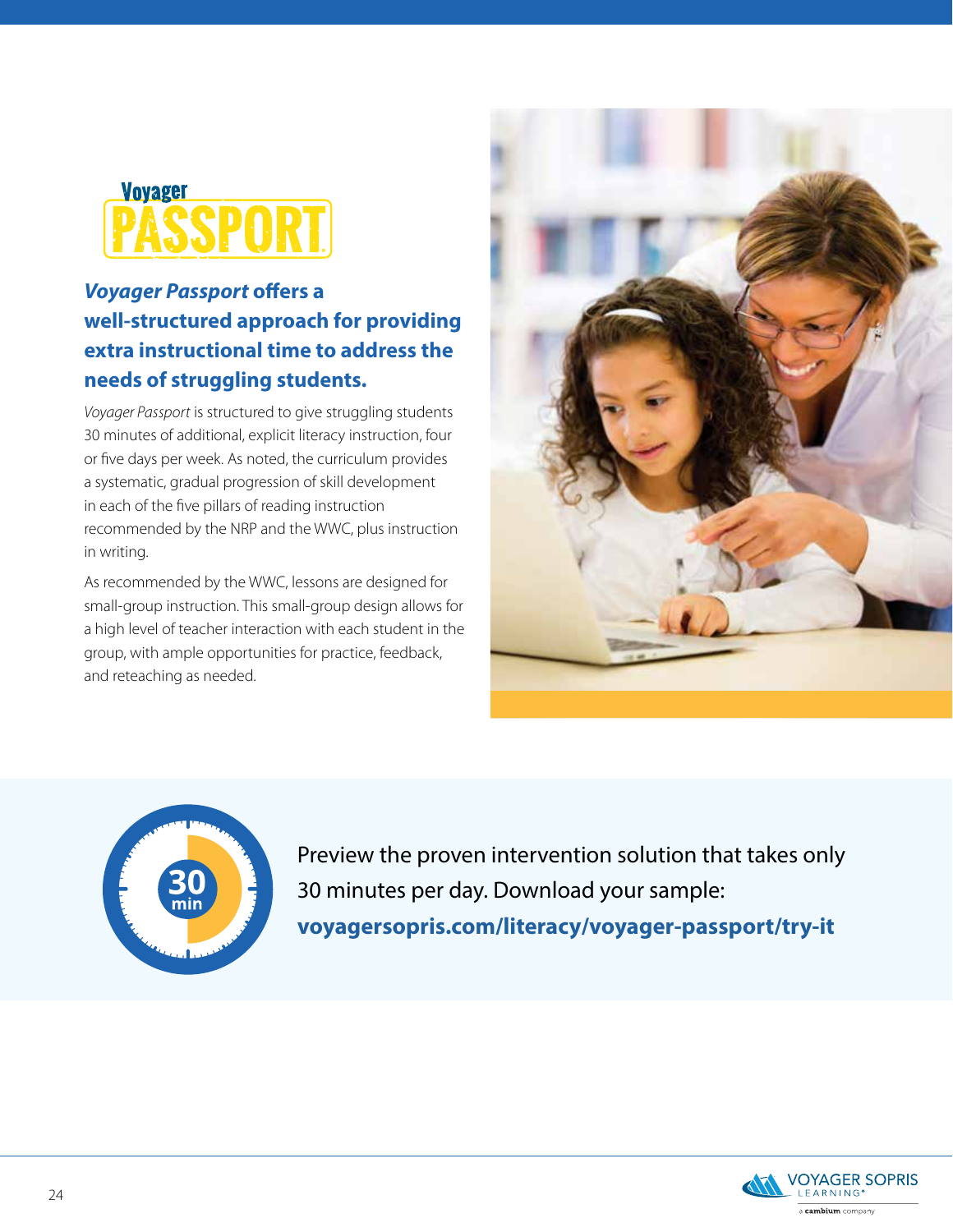## *Voyager Passport* offers a well-structured approach for providing extra instructional time to address the needs of struggling students.

*Voyager Passport* is structured to give struggling students 30 minutes of additional, explicit literacy instruction, four or five days per week. As noted, the curriculum provides a systematic, gradual progression of skill development in each of the five pillars of reading instruction recommended by the NRP and the WWC, plus instruction in writing.

As recommended by the WWC, lessons are designed for small-group instruction. This small-group design allows for a high level of teacher interaction with each student in the group, with ample opportunities for practice, feedback, and reteaching as needed.

Preview the proven intervention solution that takes only 30 minutes per day. Download your sample:
**voyagersopris.com/literacy/voyager-passport/try-it**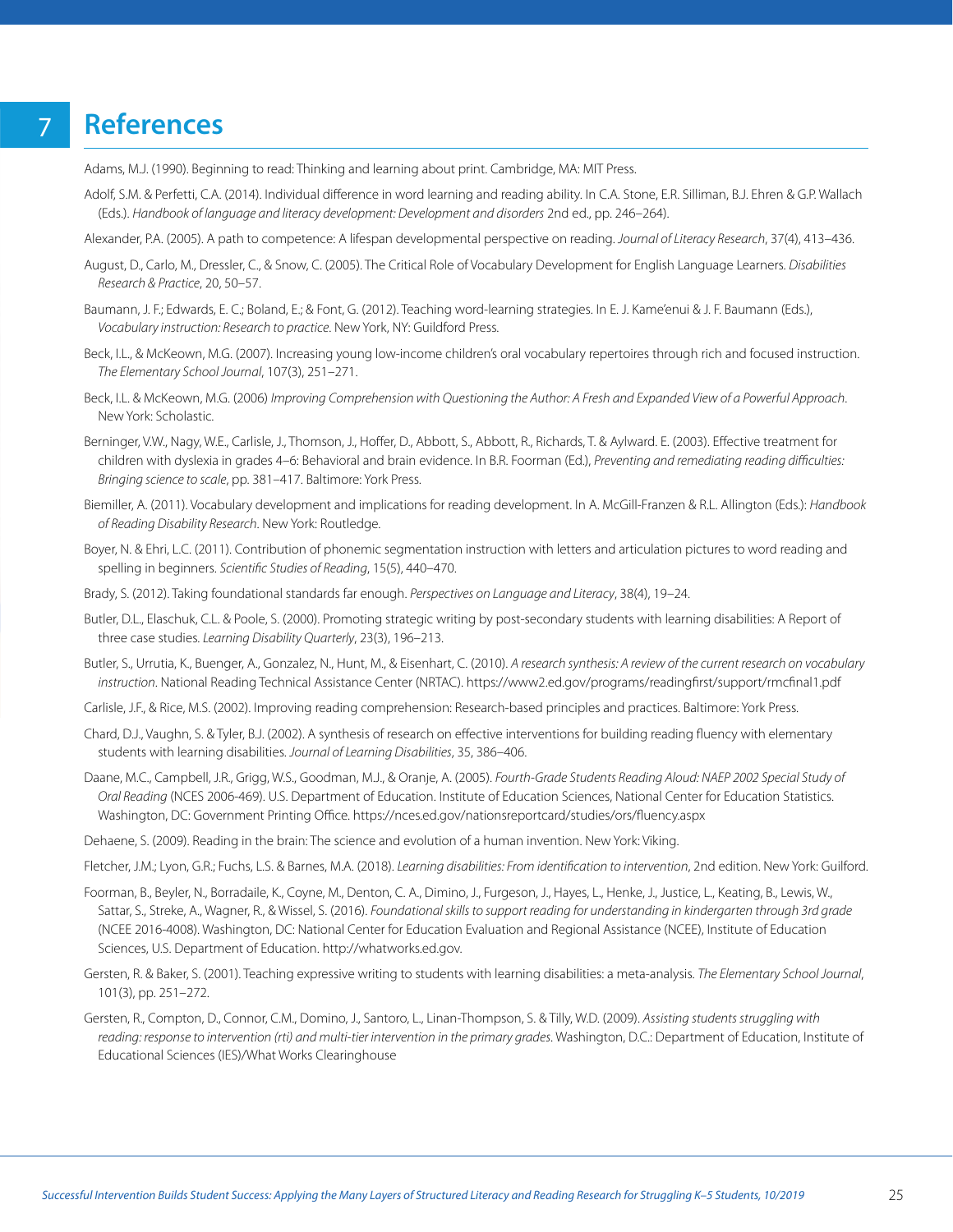# 7 References

Adams, M.J. (1990). Beginning to read: Thinking and learning about print. Cambridge, MA: MIT Press.

Adolf, S.M. & Perfetti, C.A. (2014). Individual difference in word learning and reading ability. In C.A. Stone, E.R. Silliman, B.J. Ehren & G.P. Wallach (Eds.). *Handbook of language and literacy development: Development and disorders* 2nd ed., pp. 246–264).

Alexander, P.A. (2005). A path to competence: A lifespan developmental perspective on reading. *Journal of Literacy Research*, 37(4), 413–436.

August, D., Carlo, M., Dressler, C., & Snow, C. (2005). The Critical Role of Vocabulary Development for English Language Learners. *Disabilities Research & Practice*, 20, 50–57.

Baumann, J. F.; Edwards, E. C.; Boland, E.; & Font, G. (2012). Teaching word-learning strategies. In E. J. Kame'enui & J. F. Baumann (Eds.), *Vocabulary instruction: Research to practice*. New York, NY: Guildford Press.

Beck, I.L., & McKeown, M.G. (2007). Increasing young low-income children's oral vocabulary repertoires through rich and focused instruction. *The Elementary School Journal*, 107(3), 251–271.

Beck, I.L. & McKeown, M.G. (2006) *Improving Comprehension with Questioning the Author: A Fresh and Expanded View of a Powerful Approach*. New York: Scholastic.

Berninger, V.W., Nagy, W.E., Carlisle, J., Thomson, J., Hoffer, D., Abbott, S., Abbott, R., Richards, T. & Aylward. E. (2003). Effective treatment for children with dyslexia in grades 4–6: Behavioral and brain evidence. In B.R. Foorman (Ed.), *Preventing and remediating reading difficulties: Bringing science to scale*, pp. 381–417. Baltimore: York Press.

Biemiller, A. (2011). Vocabulary development and implications for reading development. In A. McGill-Franzen & R.L. Allington (Eds.): *Handbook of Reading Disability Research*. New York: Routledge.

Boyer, N. & Ehri, L.C. (2011). Contribution of phonemic segmentation instruction with letters and articulation pictures to word reading and spelling in beginners. *Scientific Studies of Reading*, 15(5), 440–470.

Brady, S. (2012). Taking foundational standards far enough. *Perspectives on Language and Literacy*, 38(4), 19–24.

Butler, D.L., Elaschuk, C.L. & Poole, S. (2000). Promoting strategic writing by post-secondary students with learning disabilities: A Report of three case studies. *Learning Disability Quarterly*, 23(3), 196–213.

Butler, S., Urrutia, K., Buenger, A., Gonzalez, N., Hunt, M., & Eisenhart, C. (2010). *A research synthesis: A review of the current research on vocabulary instruction*. National Reading Technical Assistance Center (NRTAC). https://www2.ed.gov/programs/readingfirst/support/rmcfinal1.pdf

Carlisle, J.F., & Rice, M.S. (2002). Improving reading comprehension: Research-based principles and practices. Baltimore: York Press.

Chard, D.J., Vaughn, S. & Tyler, B.J. (2002). A synthesis of research on effective interventions for building reading fluency with elementary students with learning disabilities. *Journal of Learning Disabilities*, 35, 386–406.

Daane, M.C., Campbell, J.R., Grigg, W.S., Goodman, M.J., & Oranje, A. (2005). *Fourth-Grade Students Reading Aloud: NAEP 2002 Special Study of Oral Reading* (NCES 2006-469). U.S. Department of Education. Institute of Education Sciences, National Center for Education Statistics. Washington, DC: Government Printing Office. https://nces.ed.gov/nationsreportcard/studies/ors/fluency.aspx

Dehaene, S. (2009). Reading in the brain: The science and evolution of a human invention. New York: Viking.

Fletcher, J.M.; Lyon, G.R.; Fuchs, L.S. & Barnes, M.A. (2018). *Learning disabilities: From identification to intervention*, 2nd edition. New York: Guilford.

Foorman, B., Beyler, N., Borradaile, K., Coyne, M., Denton, C. A., Dimino, J., Furgeson, J., Hayes, L., Henke, J., Justice, L., Keating, B., Lewis, W., Sattar, S., Streke, A., Wagner, R., & Wissel, S. (2016). *Foundational skills to support reading for understanding in kindergarten through 3rd grade* (NCEE 2016-4008). Washington, DC: National Center for Education Evaluation and Regional Assistance (NCEE), Institute of Education Sciences, U.S. Department of Education. http://whatworks.ed.gov.

Gersten, R. & Baker, S. (2001). Teaching expressive writing to students with learning disabilities: a meta-analysis. *The Elementary School Journal*, 101(3), pp. 251–272.

Gersten, R., Compton, D., Connor, C.M., Domino, J., Santoro, L., Linan-Thompson, S. & Tilly, W.D. (2009). *Assisting students struggling with reading: response to intervention (rti) and multi-tier intervention in the primary grades*. Washington, D.C.: Department of Education, Institute of Educational Sciences (IES)/What Works Clearinghouse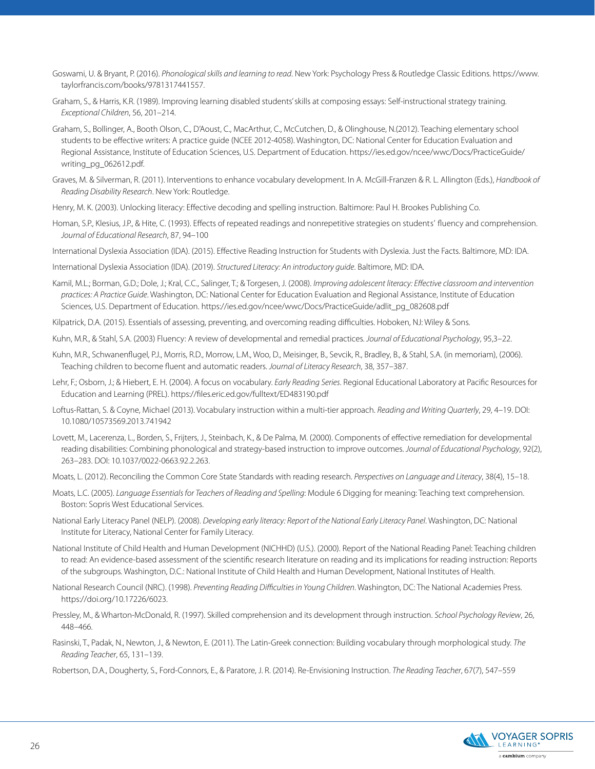Goswami, U. & Bryant, P. (2016). *Phonological skills and learning to read*. New York: Psychology Press & Routledge Classic Editions. https://www.taylorfrancis.com/books/9781317441557.

Graham, S., & Harris, K.R. (1989). Improving learning disabled students' skills at composing essays: Self-instructional strategy training. *Exceptional Children*, 56, 201–214.

Graham, S., Bollinger, A., Booth Olson, C., D'Aoust, C., MacArthur, C., McCutchen, D., & Olinghouse, N.(2012). Teaching elementary school students to be effective writers: A practice guide (NCEE 2012-4058). Washington, DC: National Center for Education Evaluation and Regional Assistance, Institute of Education Sciences, U.S. Department of Education. https://ies.ed.gov/ncee/wwc/Docs/PracticeGuide/writing_pg_062612.pdf.

Graves, M. & Silverman, R. (2011). Interventions to enhance vocabulary development. In A. McGill-Franzen & R. L. Allington (Eds.), *Handbook of Reading Disability Research*. New York: Routledge.

Henry, M. K. (2003). Unlocking literacy: Effective decoding and spelling instruction. Baltimore: Paul H. Brookes Publishing Co.

Homan, S.P., Klesius, J.P., & Hite, C. (1993). Effects of repeated readings and nonrepetitive strategies on students' fluency and comprehension. *Journal of Educational Research*, 87, 94–100

International Dyslexia Association (IDA). (2015). Effective Reading Instruction for Students with Dyslexia. Just the Facts. Baltimore, MD: IDA.

International Dyslexia Association (IDA). (2019). *Structured Literacy: An introductory guide*. Baltimore, MD: IDA.

Kamil, M.L.; Borman, G.D.; Dole, J.; Kral, C.C., Salinger, T.; & Torgesen, J. (2008). *Improving adolescent literacy: Effective classroom and intervention practices: A Practice Guide*. Washington, DC: National Center for Education Evaluation and Regional Assistance, Institute of Education Sciences, U.S. Department of Education. https://ies.ed.gov/ncee/wwc/Docs/PracticeGuide/adlit_pg_082608.pdf

Kilpatrick, D.A. (2015). Essentials of assessing, preventing, and overcoming reading difficulties. Hoboken, NJ: Wiley & Sons.

Kuhn, M.R., & Stahl, S.A. (2003) Fluency: A review of developmental and remedial practices. *Journal of Educational Psychology*, 95,3–22.

Kuhn, M.R., Schwanenflugel, P.J., Morris, R.D., Morrow, L.M., Woo, D., Meisinger, B., Sevcik, R., Bradley, B., & Stahl, S.A. (in memoriam), (2006). Teaching children to become fluent and automatic readers. *Journal of Literacy Research*, 38, 357–387.

Lehr, F.; Osborn, J.; & Hiebert, E. H. (2004). A focus on vocabulary. *Early Reading Series*. Regional Educational Laboratory at Pacific Resources for Education and Learning (PREL). https://files.eric.ed.gov/fulltext/ED483190.pdf

Loftus-Rattan, S. & Coyne, Michael (2013). Vocabulary instruction within a multi-tier approach. *Reading and Writing Quarterly*, 29, 4–19. DOI: 10.1080/10573569.2013.741942

Lovett, M., Lacerenza, L., Borden, S., Frijters, J., Steinbach, K., & De Palma, M. (2000). Components of effective remediation for developmental reading disabilities: Combining phonological and strategy-based instruction to improve outcomes. *Journal of Educational Psychology*, 92(2), 263–283. DOI: 10.1037/0022-0663.92.2.263.

Moats, L. (2012). Reconciling the Common Core State Standards with reading research. *Perspectives on Language and Literacy*, 38(4), 15–18.

Moats, L.C. (2005). *Language Essentials for Teachers of Reading and Spelling*: Module 6 Digging for meaning: Teaching text comprehension. Boston: Sopris West Educational Services.

National Early Literacy Panel (NELP). (2008). *Developing early literacy: Report of the National Early Literacy Panel*. Washington, DC: National Institute for Literacy, National Center for Family Literacy.

National Institute of Child Health and Human Development (NICHHD) (U.S.). (2000). Report of the National Reading Panel: Teaching children to read: An evidence-based assessment of the scientific research literature on reading and its implications for reading instruction: Reports of the subgroups. Washington, D.C.: National Institute of Child Health and Human Development, National Institutes of Health.

National Research Council (NRC). (1998). *Preventing Reading Difficulties in Young Children*. Washington, DC: The National Academies Press. https://doi.org/10.17226/6023.

Pressley, M., & Wharton-McDonald, R. (1997). Skilled comprehension and its development through instruction. *School Psychology Review*, 26, 448–466.

Rasinski, T., Padak, N., Newton, J., & Newton, E. (2011). The Latin-Greek connection: Building vocabulary through morphological study. *The Reading Teacher*, 65, 131–139.

Robertson, D.A., Dougherty, S., Ford-Connors, E., & Paratore, J. R. (2014). Re-Envisioning Instruction. *The Reading Teacher*, 67(7), 547–559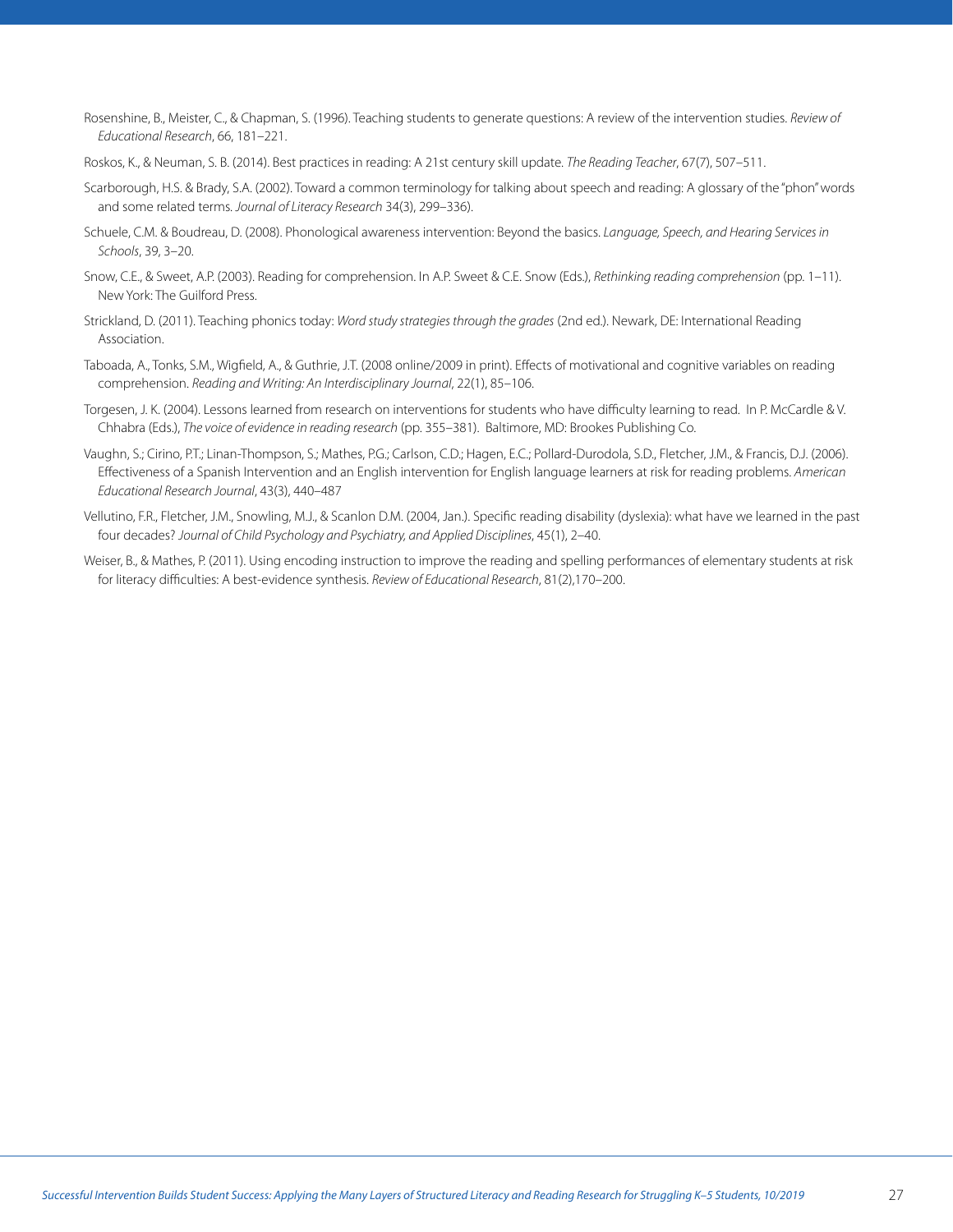Rosenshine, B., Meister, C., & Chapman, S. (1996). Teaching students to generate questions: A review of the intervention studies. *Review of Educational Research*, 66, 181–221.

Roskos, K., & Neuman, S. B. (2014). Best practices in reading: A 21st century skill update. *The Reading Teacher*, 67(7), 507–511.

Scarborough, H.S. & Brady, S.A. (2002). Toward a common terminology for talking about speech and reading: A glossary of the "phon" words and some related terms. *Journal of Literacy Research* 34(3), 299–336).

Schuele, C.M. & Boudreau, D. (2008). Phonological awareness intervention: Beyond the basics. *Language, Speech, and Hearing Services in Schools*, 39, 3–20.

Snow, C.E., & Sweet, A.P. (2003). Reading for comprehension. In A.P. Sweet & C.E. Snow (Eds.), *Rethinking reading comprehension* (pp. 1–11). New York: The Guilford Press.

Strickland, D. (2011). Teaching phonics today: *Word study strategies through the grades* (2nd ed.). Newark, DE: International Reading Association.

Taboada, A., Tonks, S.M., Wigfield, A., & Guthrie, J.T. (2008 online/2009 in print). Effects of motivational and cognitive variables on reading comprehension. *Reading and Writing: An Interdisciplinary Journal*, 22(1), 85–106.

Torgesen, J. K. (2004). Lessons learned from research on interventions for students who have difficulty learning to read. In P. McCardle & V. Chhabra (Eds.), *The voice of evidence in reading research* (pp. 355–381). Baltimore, MD: Brookes Publishing Co.

Vaughn, S.; Cirino, P.T.; Linan-Thompson, S.; Mathes, P.G.; Carlson, C.D.; Hagen, E.C.; Pollard-Durodola, S.D., Fletcher, J.M., & Francis, D.J. (2006). Effectiveness of a Spanish Intervention and an English intervention for English language learners at risk for reading problems. *American Educational Research Journal*, 43(3), 440–487

Vellutino, F.R., Fletcher, J.M., Snowling, M.J., & Scanlon D.M. (2004, Jan.). Specific reading disability (dyslexia): what have we learned in the past four decades? *Journal of Child Psychology and Psychiatry, and Applied Disciplines*, 45(1), 2–40.

Weiser, B., & Mathes, P. (2011). Using encoding instruction to improve the reading and spelling performances of elementary students at risk for literacy difficulties: A best-evidence synthesis. *Review of Educational Research*, 81(2),170–200.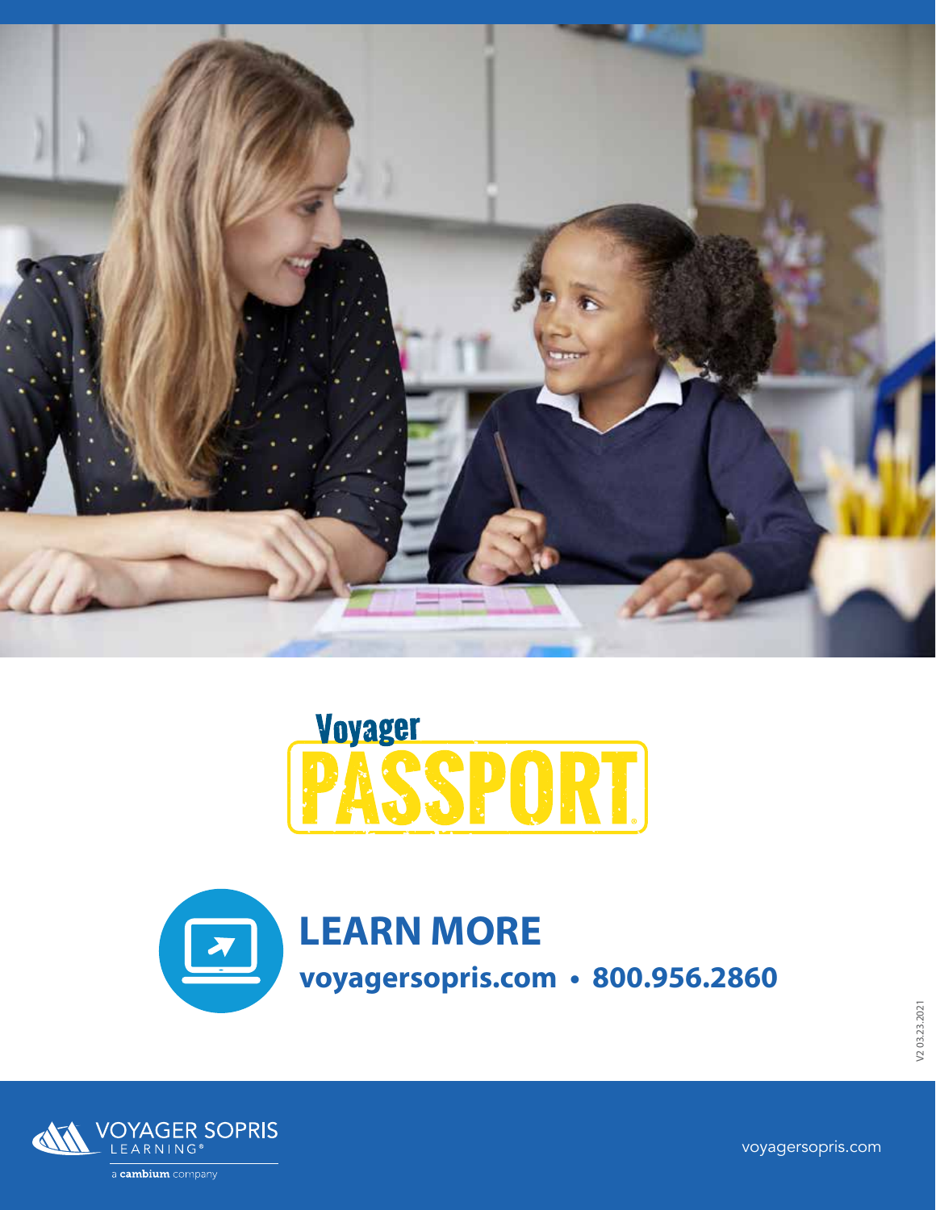Voyager

PASSPORT®

## LEARN MORE

**voyagersopris.com • 800.956.2860**

V2 03.23.2021

VOYAGER SOPRIS LEARNING®

a **cambium** company

voyagersopris.com